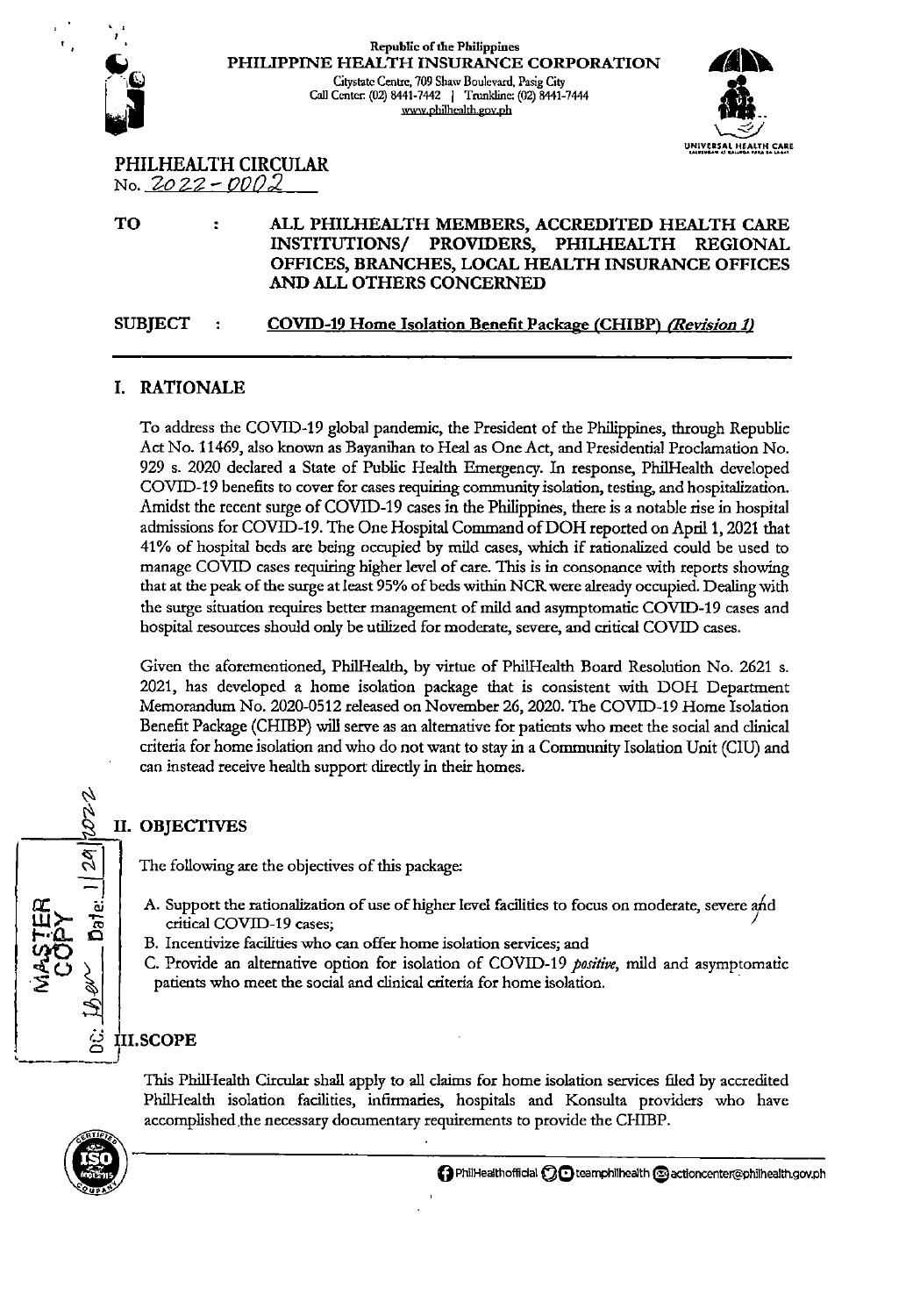Republic of the Philippines
**PHILIPPINE HEALTH INSURANCE CORPORATION**
Citystate Centre, 709 Shaw Boulevard, Pasig City
Call Center: (02) 8441-7442 | Trunkline: (02) 8441-7444
www.philhealth.gov.ph

UNIVERSAL HEALTH CARE

**PHILHEALTH CIRCULAR**
No. 2022 - 0002

**TO** : **ALL PHILHEALTH MEMBERS, ACCREDITED HEALTH CARE INSTITUTIONS/ PROVIDERS, PHILHEALTH REGIONAL OFFICES, BRANCHES, LOCAL HEALTH INSURANCE OFFICES AND ALL OTHERS CONCERNED**

**SUBJECT** : **COVID-19 Home Isolation Benefit Package (CHIBP) *(Revision 1)***

## I. RATIONALE

To address the COVID-19 global pandemic, the President of the Philippines, through Republic Act No. 11469, also known as Bayanihan to Heal as One Act, and Presidential Proclamation No. 929 s. 2020 declared a State of Public Health Emergency. In response, PhilHealth developed COVID-19 benefits to cover for cases requiring community isolation, testing, and hospitalization. Amidst the recent surge of COVID-19 cases in the Philippines, there is a notable rise in hospital admissions for COVID-19. The One Hospital Command of DOH reported on April 1, 2021 that 41% of hospital beds are being occupied by mild cases, which if rationalized could be used to manage COVID cases requiring higher level of care. This is in consonance with reports showing that at the peak of the surge at least 95% of beds within NCR were already occupied. Dealing with the surge situation requires better management of mild and asymptomatic COVID-19 cases and hospital resources should only be utilized for moderate, severe, and critical COVID cases.

Given the aforementioned, PhilHealth, by virtue of PhilHealth Board Resolution No. 2621 s. 2021, has developed a home isolation package that is consistent with DOH Department Memorandum No. 2020-0512 released on November 26, 2020. The COVID-19 Home Isolation Benefit Package (CHIBP) will serve as an alternative for patients who meet the social and clinical criteria for home isolation and who do not want to stay in a Community Isolation Unit (CIU) and can instead receive health support directly in their homes.

## II. OBJECTIVES

The following are the objectives of this package:

A. Support the rationalization of use of higher level facilities to focus on moderate, severe and critical COVID-19 cases;
B. Incentivize facilities who can offer home isolation services; and
C. Provide an alternative option for isolation of COVID-19 *positive*, mild and asymptomatic patients who meet the social and clinical criteria for home isolation.

## III. SCOPE

This PhilHealth Circular shall apply to all claims for home isolation services filed by accredited PhilHealth isolation facilities, infirmaries, hospitals and Konsulta providers who have accomplished the necessary documentary requirements to provide the CHIBP.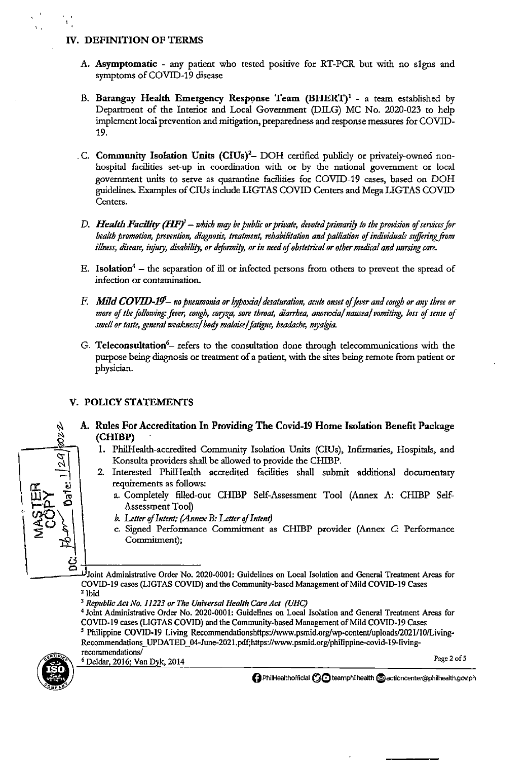## IV. DEFINITION OF TERMS

A. **Asymptomatic** - any patient who tested positive for RT-PCR but with no signs and symptoms of COVID-19 disease

B. **Barangay Health Emergency Response Team (BHERT)**[1] - a team established by Department of the Interior and Local Government (DILG) MC No. 2020-023 to help implement local prevention and mitigation, preparedness and response measures for COVID-19.

C. **Community Isolation Units (CIUs)**[2]– DOH certified publicly or privately-owned non-hospital facilities set-up in coordination with or by the national government or local government units to serve as quarantine facilities for COVID-19 cases, based on DOH guidelines. Examples of CIUs include LIGTAS COVID Centers and Mega LIGTAS COVID Centers.

D. ***Health Facility (HF)***[3] – *which may be public or private, devoted primarily to the provision of services for health promotion, prevention, diagnosis, treatment, rehabilitation and palliation of individuals suffering from illness, disease, injury, disability, or deformity, or in need of obstetrical or other medical and nursing care.*

E. **Isolation**[4] – the separation of ill or infected persons from others to prevent the spread of infection or contamination.

F. ***Mild COVID-19***[5]– *no pneumonia or hypoxia/desaturation, acute onset of fever and cough or any three or more of the following: fever, cough, coryza, sore throat, diarrhea, anorexia/nausea/vomiting, loss of sense of smell or taste, general weakness/body malaise/fatigue, headache, myalgia.*

G. **Teleconsultation**[6]– refers to the consultation done through telecommunications with the purpose being diagnosis or treatment of a patient, with the sites being remote from patient or physician.

## V. POLICY STATEMENTS

### A. Rules For Accreditation In Providing The Covid-19 Home Isolation Benefit Package (CHIBP)

1. PhilHealth-accredited Community Isolation Units (CIUs), Infirmaries, Hospitals, and Konsulta providers shall be allowed to provide the CHIBP.
2. Interested PhilHealth accredited facilities shall submit additional documentary requirements as follows:
   a. Completely filled-out CHIBP Self-Assessment Tool (Annex A: CHIBP Self-Assessment Tool)
   *b. Letter of Intent; (Annex B: Letter of Intent)*
   c. Signed Performance Commitment as CHIBP provider (Annex C: Performance Commitment);

---

[1] Joint Administrative Order No. 2020-0001: Guidelines on Local Isolation and General Treatment Areas for COVID-19 cases (LIGTAS COVID) and the Community-based Management of Mild COVID-19 Cases
[2] Ibid
[3] *Republic Act No. 11223 or The Universal Health Care Act (UHC)*
[4] Joint Administrative Order No. 2020-0001: Guidelines on Local Isolation and General Treatment Areas for COVID-19 cases (LIGTAS COVID) and the Community-based Management of Mild COVID-19 Cases
[5] Philippine COVID-19 Living Recommendationshttps://www.psmid.org/wp-content/uploads/2021/10/Living-Recommendations_UPDATED_04-June-2021.pdf;https://www.psmid.org/philippine-covid-19-living-recommendations/
[6] Deldar, 2016; Van Dyk, 2014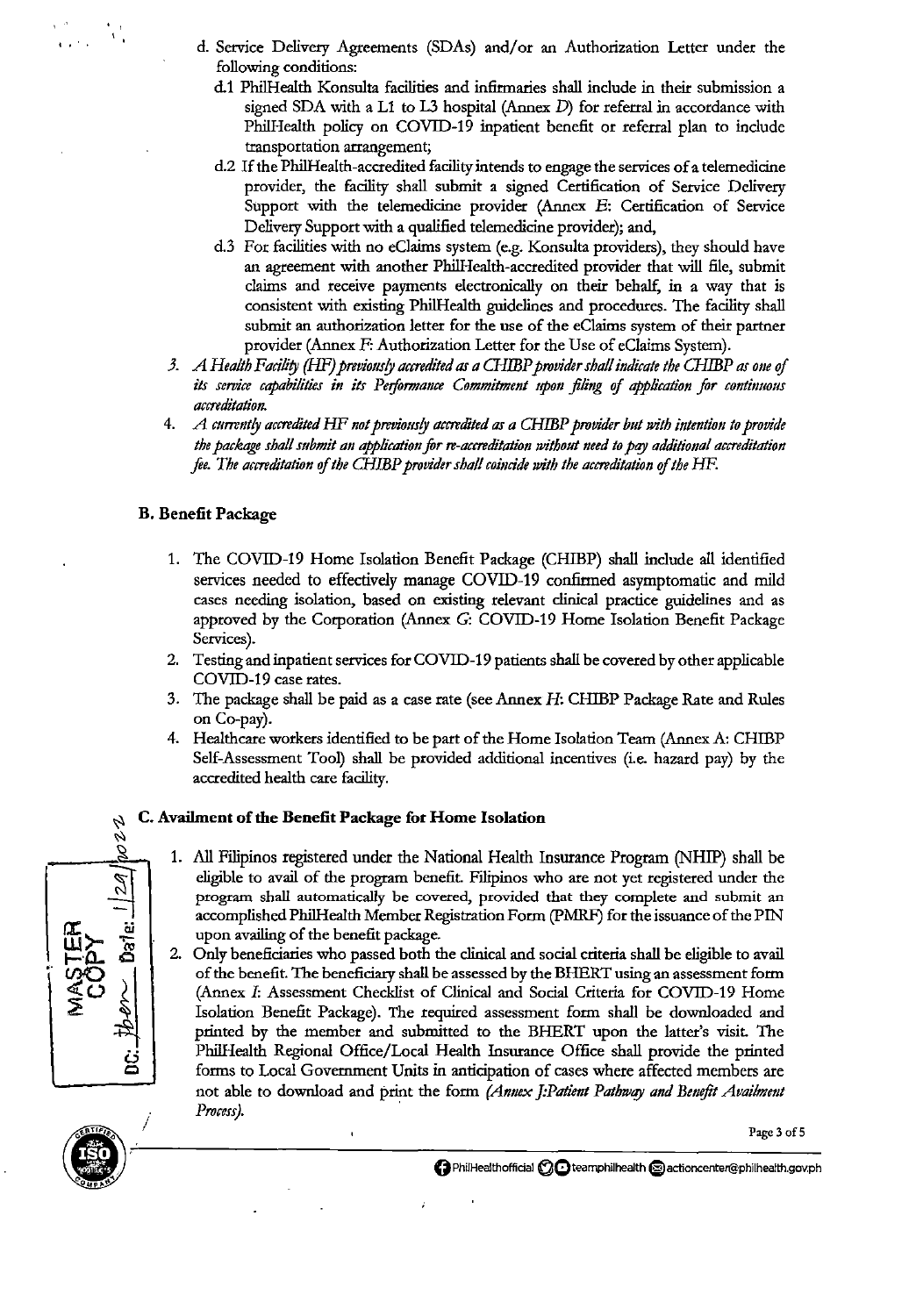d. Service Delivery Agreements (SDAs) and/or an Authorization Letter under the following conditions:
   - d.1 PhilHealth Konsulta facilities and infirmaries shall include in their submission a signed SDA with a L1 to L3 hospital (Annex D) for referral in accordance with PhilHealth policy on COVID-19 inpatient benefit or referral plan to include transportation arrangement;
   - d.2 If the PhilHealth-accredited facility intends to engage the services of a telemedicine provider, the facility shall submit a signed Certification of Service Delivery Support with the telemedicine provider (Annex E: Certification of Service Delivery Support with a qualified telemedicine provider); and,
   - d.3 For facilities with no eClaims system (e.g. Konsulta providers), they should have an agreement with another PhilHealth-accredited provider that will file, submit claims and receive payments electronically on their behalf, in a way that is consistent with existing PhilHealth guidelines and procedures. The facility shall submit an authorization letter for the use of the eClaims system of their partner provider (Annex F: Authorization Letter for the Use of eClaims System).

3. *A Health Facility (HF) previously accredited as a CHIBP provider shall indicate the CHIBP as one of its service capabilities in its Performance Commitment upon filing of application for continuous accreditation.*
4. *A currently accredited HF not previously accredited as a CHIBP provider but with intention to provide the package shall submit an application for re-accreditation without need to pay additional accreditation fee. The accreditation of the CHIBP provider shall coincide with the accreditation of the HF.*

### B. Benefit Package

1. The COVID-19 Home Isolation Benefit Package (CHIBP) shall include all identified services needed to effectively manage COVID-19 confirmed asymptomatic and mild cases needing isolation, based on existing relevant clinical practice guidelines and as approved by the Corporation (Annex G: COVID-19 Home Isolation Benefit Package Services).
2. Testing and inpatient services for COVID-19 patients shall be covered by other applicable COVID-19 case rates.
3. The package shall be paid as a case rate (see Annex H: CHIBP Package Rate and Rules on Co-pay).
4. Healthcare workers identified to be part of the Home Isolation Team (Annex A: CHIBP Self-Assessment Tool) shall be provided additional incentives (i.e. hazard pay) by the accredited health care facility.

### C. Availment of the Benefit Package for Home Isolation

1. All Filipinos registered under the National Health Insurance Program (NHIP) shall be eligible to avail of the program benefit. Filipinos who are not yet registered under the program shall automatically be covered, provided that they complete and submit an accomplished PhilHealth Member Registration Form (PMRF) for the issuance of the PIN upon availing of the benefit package.
2. Only beneficiaries who passed both the clinical and social criteria shall be eligible to avail of the benefit. The beneficiary shall be assessed by the BHERT using an assessment form (Annex I: Assessment Checklist of Clinical and Social Criteria for COVID-19 Home Isolation Benefit Package). The required assessment form shall be downloaded and printed by the member and submitted to the BHERT upon the latter's visit. The PhilHealth Regional Office/Local Health Insurance Office shall provide the printed forms to Local Government Units in anticipation of cases where affected members are not able to download and print the form *(Annex J: Patient Pathway and Benefit Availment Process).*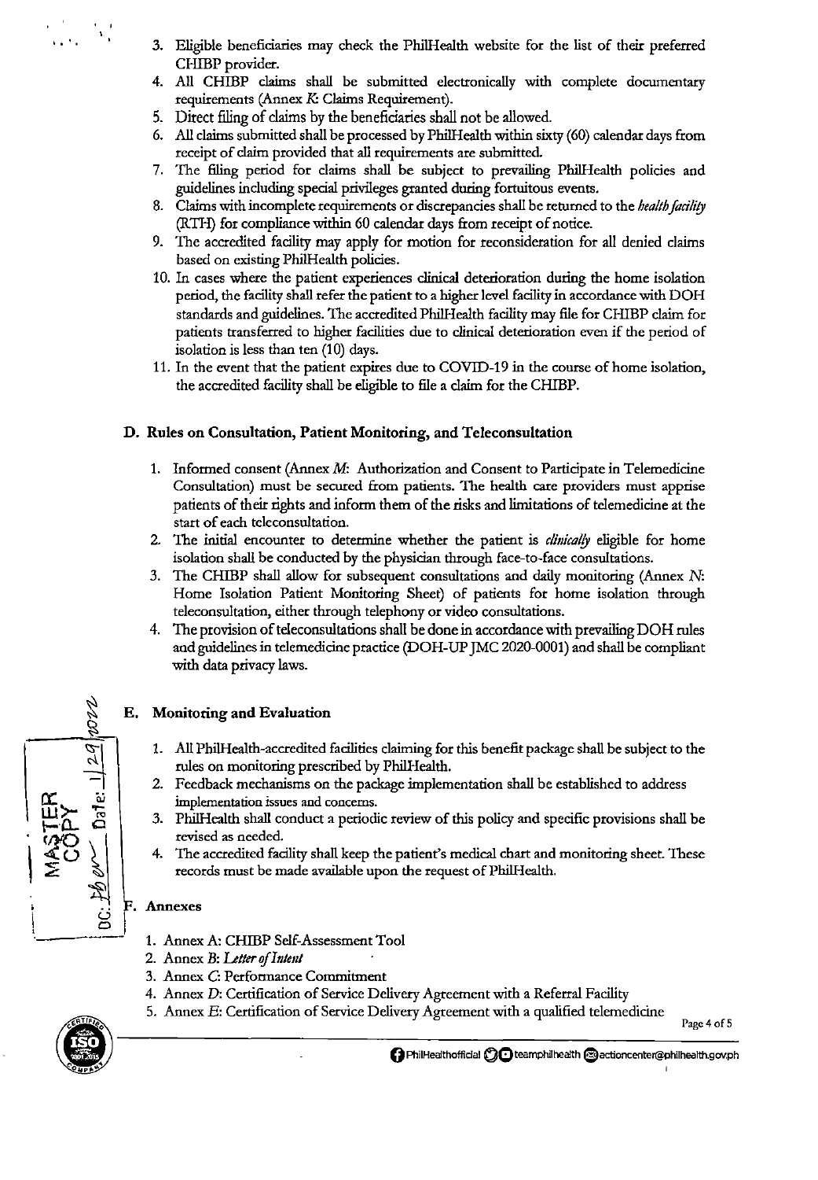3. Eligible beneficiaries may check the PhilHealth website for the list of their preferred CHIBP provider.
4. All CHIBP claims shall be submitted electronically with complete documentary requirements (Annex *K*: Claims Requirement).
5. Direct filing of claims by the beneficiaries shall not be allowed.
6. All claims submitted shall be processed by PhilHealth within sixty (60) calendar days from receipt of claim provided that all requirements are submitted.
7. The filing period for claims shall be subject to prevailing PhilHealth policies and guidelines including special privileges granted during fortuitous events.
8. Claims with incomplete requirements or discrepancies shall be returned to the *health facility* (RTH) for compliance within 60 calendar days from receipt of notice.
9. The accredited facility may apply for motion for reconsideration for all denied claims based on existing PhilHealth policies.
10. In cases where the patient experiences clinical deterioration during the home isolation period, the facility shall refer the patient to a higher level facility in accordance with DOH standards and guidelines. The accredited PhilHealth facility may file for CHIBP claim for patients transferred to higher facilities due to clinical deterioration even if the period of isolation is less than ten (10) days.
11. In the event that the patient expires due to COVID-19 in the course of home isolation, the accredited facility shall be eligible to file a claim for the CHIBP.

### D. Rules on Consultation, Patient Monitoring, and Teleconsultation

1. Informed consent (Annex *M*: Authorization and Consent to Participate in Telemedicine Consultation) must be secured from patients. The health care providers must apprise patients of their rights and inform them of the risks and limitations of telemedicine at the start of each teleconsultation.
2. The initial encounter to determine whether the patient is *clinically* eligible for home isolation shall be conducted by the physician through face-to-face consultations.
3. The CHIBP shall allow for subsequent consultations and daily monitoring (Annex *N*: Home Isolation Patient Monitoring Sheet) of patients for home isolation through teleconsultation, either through telephony or video consultations.
4. The provision of teleconsultations shall be done in accordance with prevailing DOH rules and guidelines in telemedicine practice (DOH-UP JMC 2020-0001) and shall be compliant with data privacy laws.

### E. Monitoring and Evaluation

1. All PhilHealth-accredited facilities claiming for this benefit package shall be subject to the rules on monitoring prescribed by PhilHealth.
2. Feedback mechanisms on the package implementation shall be established to address implementation issues and concerns.
3. PhilHealth shall conduct a periodic review of this policy and specific provisions shall be revised as needed.
4. The accredited facility shall keep the patient's medical chart and monitoring sheet. These records must be made available upon the request of PhilHealth.

### F. Annexes

1. Annex A: CHIBP Self-Assessment Tool
2. Annex *B*: *Letter of Intent*
3. Annex *C*: Performance Commitment
4. Annex *D*: Certification of Service Delivery Agreement with a Referral Facility
5. Annex *E*: Certification of Service Delivery Agreement with a qualified telemedicine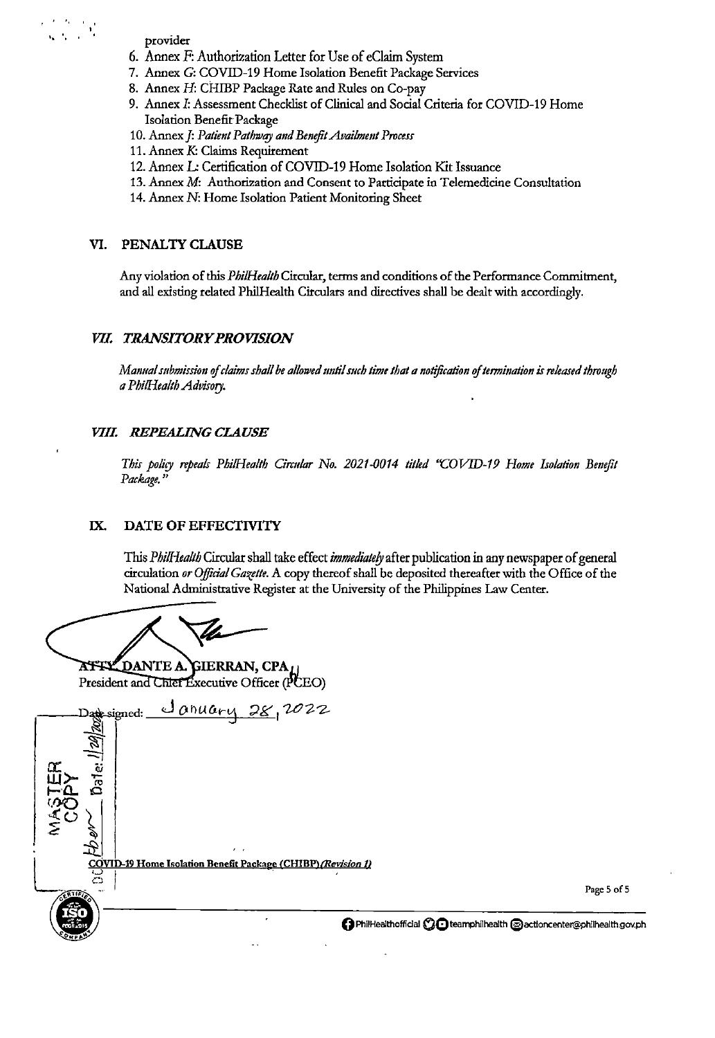provider

6. Annex *F*: Authorization Letter for Use of eClaim System
7. Annex *G*: COVID-19 Home Isolation Benefit Package Services
8. Annex *H*: CHIBP Package Rate and Rules on Co-pay
9. Annex *I*: Assessment Checklist of Clinical and Social Criteria for COVID-19 Home Isolation Benefit Package
10. Annex *J*: *Patient Pathway and Benefit Availment Process*
11. Annex *K*: Claims Requirement
12. Annex *L*: Certification of COVID-19 Home Isolation Kit Issuance
13. Annex *M*: Authorization and Consent to Participate in Telemedicine Consultation
14. Annex *N*: Home Isolation Patient Monitoring Sheet

## VI. PENALTY CLAUSE

Any violation of this *PhilHealth* Circular, terms and conditions of the Performance Commitment, and all existing related PhilHealth Circulars and directives shall be dealt with accordingly.

## *VII. TRANSITORY PROVISION*

*Manual submission of claims shall be allowed until such time that a notification of termination is released through a PhilHealth Advisory.*

## *VIII. REPEALING CLAUSE*

*This policy repeals PhilHealth Circular No. 2021-0014 titled "COVID-19 Home Isolation Benefit Package."*

## IX. DATE OF EFFECTIVITY

This *PhilHealth* Circular shall take effect *immediately* after publication in any newspaper of general circulation *or Official Gazette*. A copy thereof shall be deposited thereafter with the Office of the National Administrative Register at the University of the Philippines Law Center.

**ATTY. DANTE A. GIERRAN, CPA**
President and Chief Executive Officer (PCEO)

Date signed: January 28, 2022

COVID-19 Home Isolation Benefit Package (CHIBP) *(Revision 1)*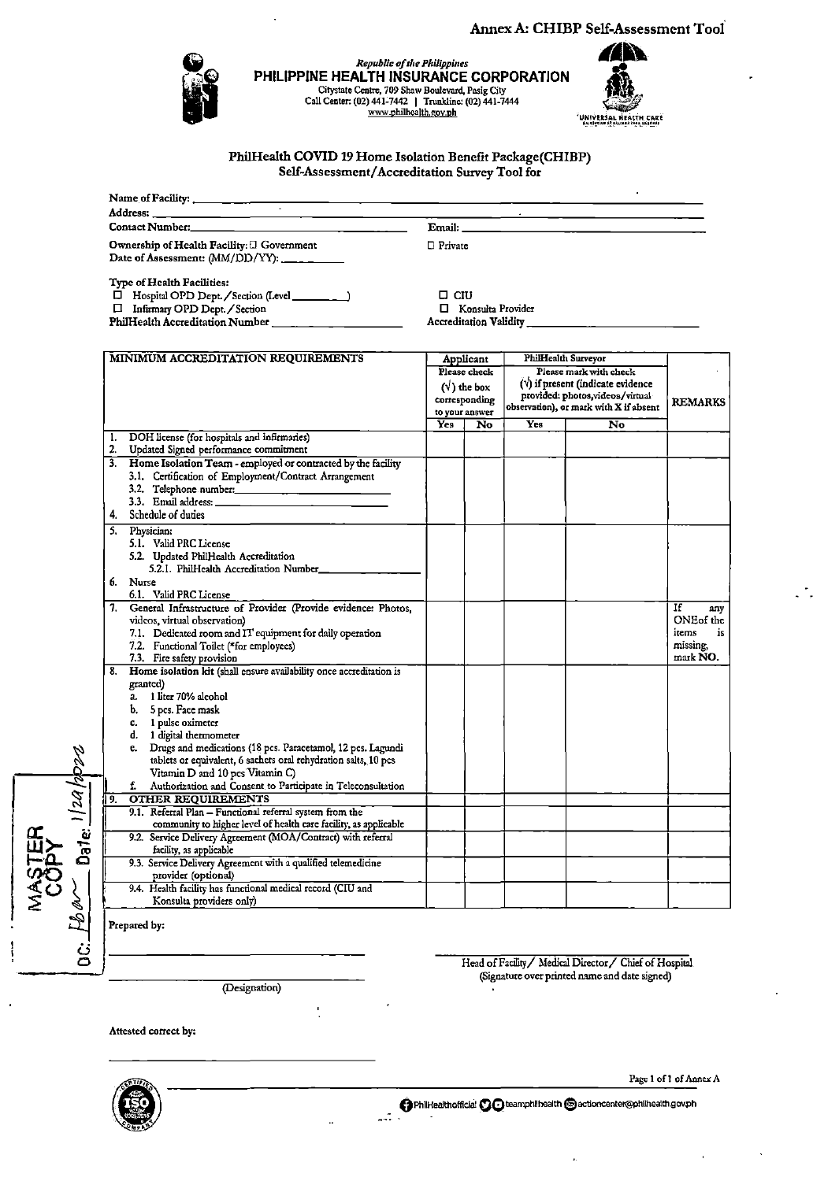Annex A: CHIBP Self-Assessment Tool

*Republic of the Philippines*
**PHILIPPINE HEALTH INSURANCE CORPORATION**
Citystate Centre, 709 Shaw Boulevard, Pasig City
Call Center: (02) 441-7442 | Trunkline: (02) 441-7444
www.philhealth.gov.ph

UNIVERSAL HEALTH CARE

## PhilHealth COVID 19 Home Isolation Benefit Package(CHIBP) Self-Assessment/Accreditation Survey Tool for

Name of Facility: ______________________________
Address: ______________________________
Contact Number: ______________________ Email: ______________________
Ownership of Health Facility: ☐ Government ☐ Private
Date of Assessment: (MM/DD/YY): __________

Type of Health Facilities:
☐ Hospital OPD Dept./Section (Level ________) ☐ CIU
☐ Infirmary OPD Dept./Section ☐ Konsulta Provider
PhilHealth Accreditation Number ____________________ Accreditation Validity ____________________

| MINIMUM ACCREDITATION REQUIREMENTS | Applicant (Please check (√) the box corresponding to your answer) | | PhilHealth Surveyor (Please mark with check (√) if present (indicate evidence provided: photos,videos/virtual observation), or mark with X if absent) | | REMARKS |
|---|---|---|---|---|---|
| | Yes | No | Yes | No | |
| 1. DOH license (for hospitals and infirmaries)<br>2. Updated Signed performance commitment | | | | | |
| 3. Home Isolation Team - employed or contracted by the facility<br>3.1. Certification of Employment/Contract Arrangement<br>3.2. Telephone number: ____________<br>3.3. Email address: ____________<br>4. Schedule of duties | | | | | |
| 5. Physician:<br>5.1. Valid PRC License<br>5.2. Updated PhilHealth Accreditation<br>5.2.1. PhilHealth Accreditation Number____________<br>6. Nurse<br>6.1. Valid PRC License | | | | | |
| 7. General Infrastructure of Provider (Provide evidence: Photos, videos, virtual observation)<br>7.1. Dedicated room and IT equipment for daily operation<br>7.2. Functional Toilet (*for employees)<br>7.3. Fire safety provision | | | | | If any ONEof the items is missing, mark **NO**. |
| 8. Home isolation kit (shall ensure availability once accreditation is granted)<br>a. 1 liter 70% alcohol<br>b. 5 pcs. Face mask<br>c. 1 pulse oximeter<br>d. 1 digital thermometer<br>e. Drugs and medications (18 pcs. Paracetamol, 12 pcs. Lagundi tablets or equivalent, 6 sachets oral rehydration salts, 10 pcs Vitamin D and 10 pcs Vitamin C)<br>f. Authorization and Consent to Participate in Teleconsultation | | | | | |
| 9. OTHER REQUIREMENTS | | | | | |
| 9.1. Referral Plan – Functional referral system from the community to higher level of health care facility, as applicable | | | | | |
| 9.2. Service Delivery Agreement (MOA/Contract) with referral facility, as applicable | | | | | |
| 9.3. Service Delivery Agreement with a qualified telemedicine provider (optional) | | | | | |
| 9.4. Health facility has functional medical record (CIU and Konsulta providers only) | | | | | |

Prepared by:

______________________________ ______________________________
Head of Facility/ Medical Director/ Chief of Hospital
(Signature over printed name and date signed)

______________________________
(Designation)

Attested correct by:

______________________________

MASTER COPY
DC: Fbar Date: 1/20/2022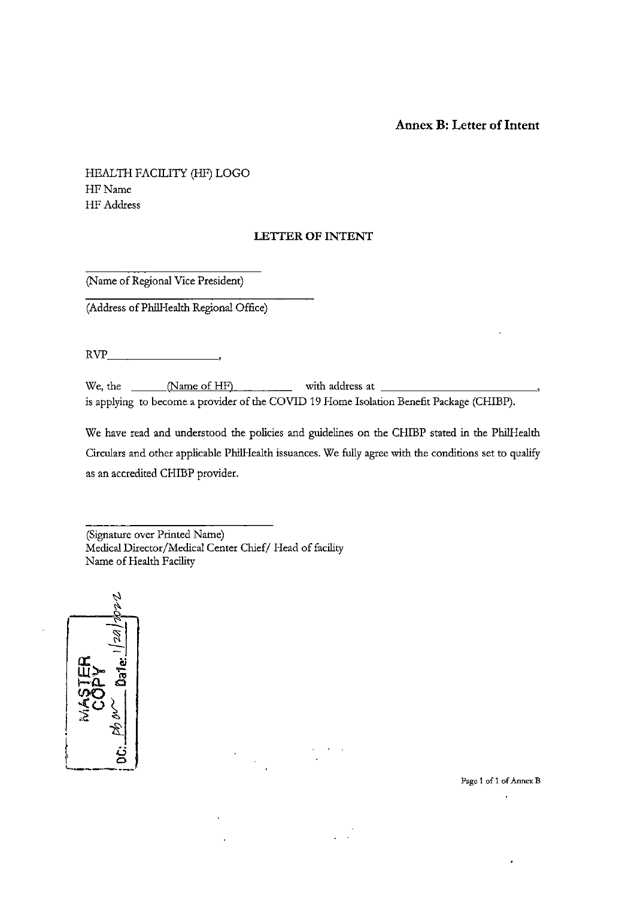**Annex B: Letter of Intent**

HEALTH FACILITY (HF) LOGO
HF Name
HF Address

**LETTER OF INTENT**

______________________________
(Name of Regional Vice President)

____________________________________
(Address of PhilHealth Regional Office)

RVP________________,

We, the ______(Name of HF)__________ with address at ____________________________, is applying to become a provider of the COVID 19 Home Isolation Benefit Package (CHIBP).

We have read and understood the policies and guidelines on the CHIBP stated in the PhilHealth Circulars and other applicable PhilHealth issuances. We fully agree with the conditions set to qualify as an accredited CHIBP provider.

______________________________
(Signature over Printed Name)
Medical Director/Medical Center Chief/ Head of facility
Name of Health Facility

MASTER COPY
DC: ______ Date: 1/20/2022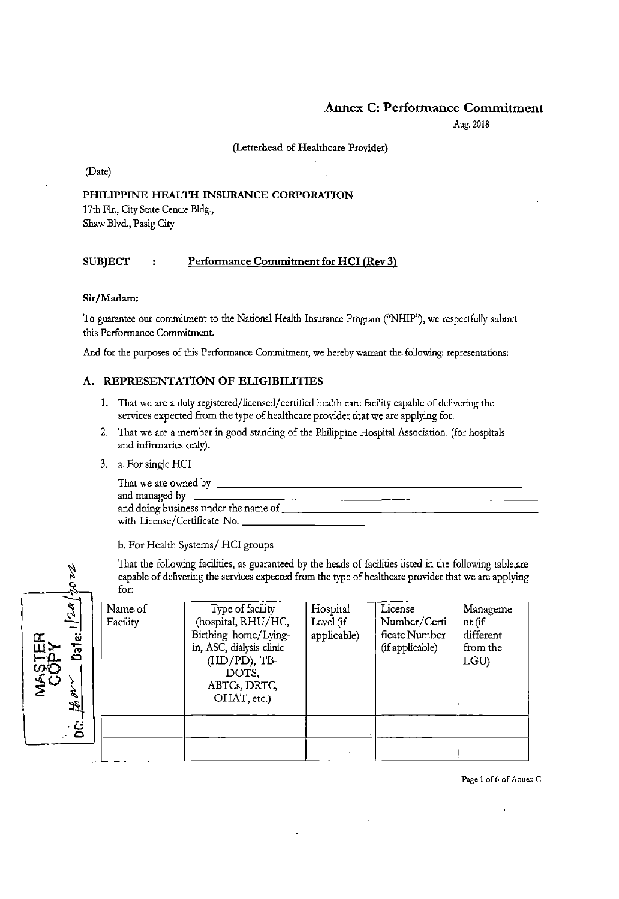# Annex C: Performance Commitment

Aug. 2018

**(Letterhead of Healthcare Provider)**

(Date)

**PHILIPPINE HEALTH INSURANCE CORPORATION**
17th Flr., City State Centre Bldg.,
Shaw Blvd., Pasig City

**SUBJECT : Performance Commitment for HCI (Rev 3)**

**Sir/Madam:**

To guarantee our commitment to the National Health Insurance Program ("NHIP"), we respectfully submit this Performance Commitment.

And for the purposes of this Performance Commitment, we hereby warrant the following: representations:

## A. REPRESENTATION OF ELIGIBILITIES

1. That we are a duly registered/licensed/certified health care facility capable of delivering the services expected from the type of healthcare provider that we are applying for.
2. That we are a member in good standing of the Philippine Hospital Association. (for hospitals and infirmaries only).
3. a. For single HCI

   That we are owned by ______________________________
   and managed by ______________________________
   and doing business under the name of ______________________________
   with License/Certificate No. ______________

   b. For Health Systems/ HCI groups

   That the following facilities, as guaranteed by the heads of facilities listed in the following table,are capable of delivering the services expected from the type of healthcare provider that we are applying for:

| Name of Facility | Type of facility (hospital, RHU/HC, Birthing home/Lying-in, ASC, dialysis clinic (HD/PD), TB-DOTS, ABTCs, DRTC, OHAT, etc.) | Hospital Level (if applicable) | License Number/Certificate Number (if applicable) | Management (if different from the LGU) |
|---|---|---|---|---|
| | | | | |
| | | | | |

MASTER COPY DC: ___ Date: 1/24/2022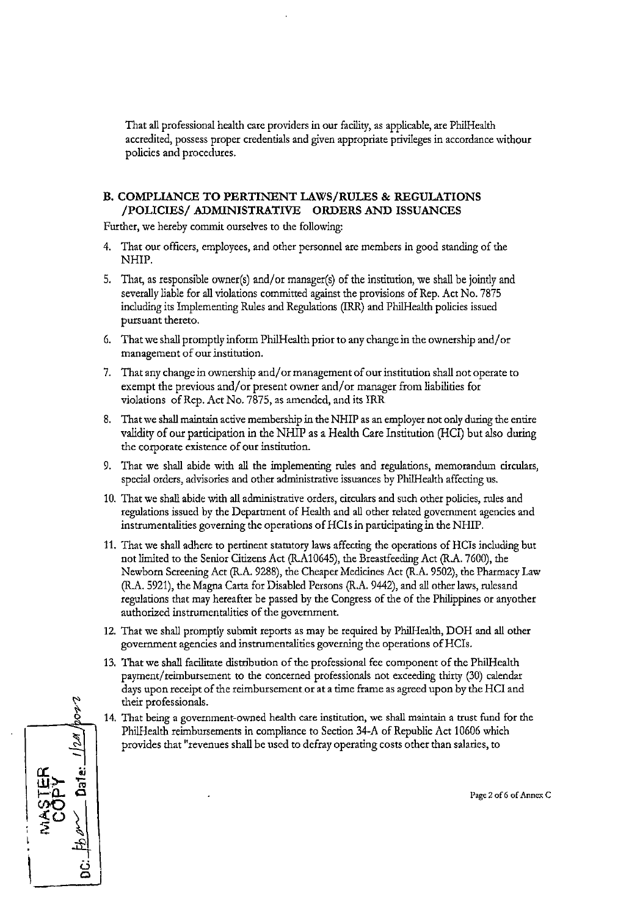That all professional health care providers in our facility, as applicable, are PhilHealth accredited, possess proper credentials and given appropriate privileges in accordance withour policies and procedures.

## B. COMPLIANCE TO PERTINENT LAWS/RULES & REGULATIONS /POLICIES/ ADMINISTRATIVE ORDERS AND ISSUANCES

Further, we hereby commit ourselves to the following:

4. That our officers, employees, and other personnel are members in good standing of the NHIP.
5. That, as responsible owner(s) and/or manager(s) of the institution, we shall be jointly and severally liable for all violations committed against the provisions of Rep. Act No. 7875 including its Implementing Rules and Regulations (IRR) and PhilHealth policies issued pursuant thereto.
6. That we shall promptly inform PhilHealth prior to any change in the ownership and/or management of our institution.
7. That any change in ownership and/or management of our institution shall not operate to exempt the previous and/or present owner and/or manager from liabilities for violations of Rep. Act No. 7875, as amended, and its IRR
8. That we shall maintain active membership in the NHIP as an employer not only during the entire validity of our participation in the NHIP as a Health Care Institution (HCI) but also during the corporate existence of our institution.
9. That we shall abide with all the implementing rules and regulations, memorandum circulars, special orders, advisories and other administrative issuances by PhilHealth affecting us.
10. That we shall abide with all administrative orders, circulars and such other policies, rules and regulations issued by the Department of Health and all other related government agencies and instrumentalities governing the operations of HCIs in participating in the NHIP.
11. That we shall adhere to pertinent statutory laws affecting the operations of HCIs including but not limited to the Senior Citizens Act (R.A10645), the Breastfeeding Act (R.A. 7600), the Newborn Screening Act (R.A. 9288), the Cheaper Medicines Act (R.A. 9502), the Pharmacy Law (R.A. 5921), the Magna Carta for Disabled Persons (R.A. 9442), and all other laws, rulesand regulations that may hereafter be passed by the Congress of the of the Philippines or anyother authorized instrumentalities of the government.
12. That we shall promptly submit reports as may be required by PhilHealth, DOH and all other government agencies and instrumentalities governing the operations of HCIs.
13. That we shall facilitate distribution of the professional fee component of the PhilHealth payment/reimbursement to the concerned professionals not exceeding thirty (30) calendar days upon receipt of the reimbursement or at a time frame as agreed upon by the HCI and their professionals.
14. That being a government-owned health care institution, we shall maintain a trust fund for the PhilHealth reimbursements in compliance to Section 34-A of Republic Act 10606 which provides that "revenues shall be used to defray operating costs other than salaries, to

MASTER COPY DC: [signature] Date: 1/28/2022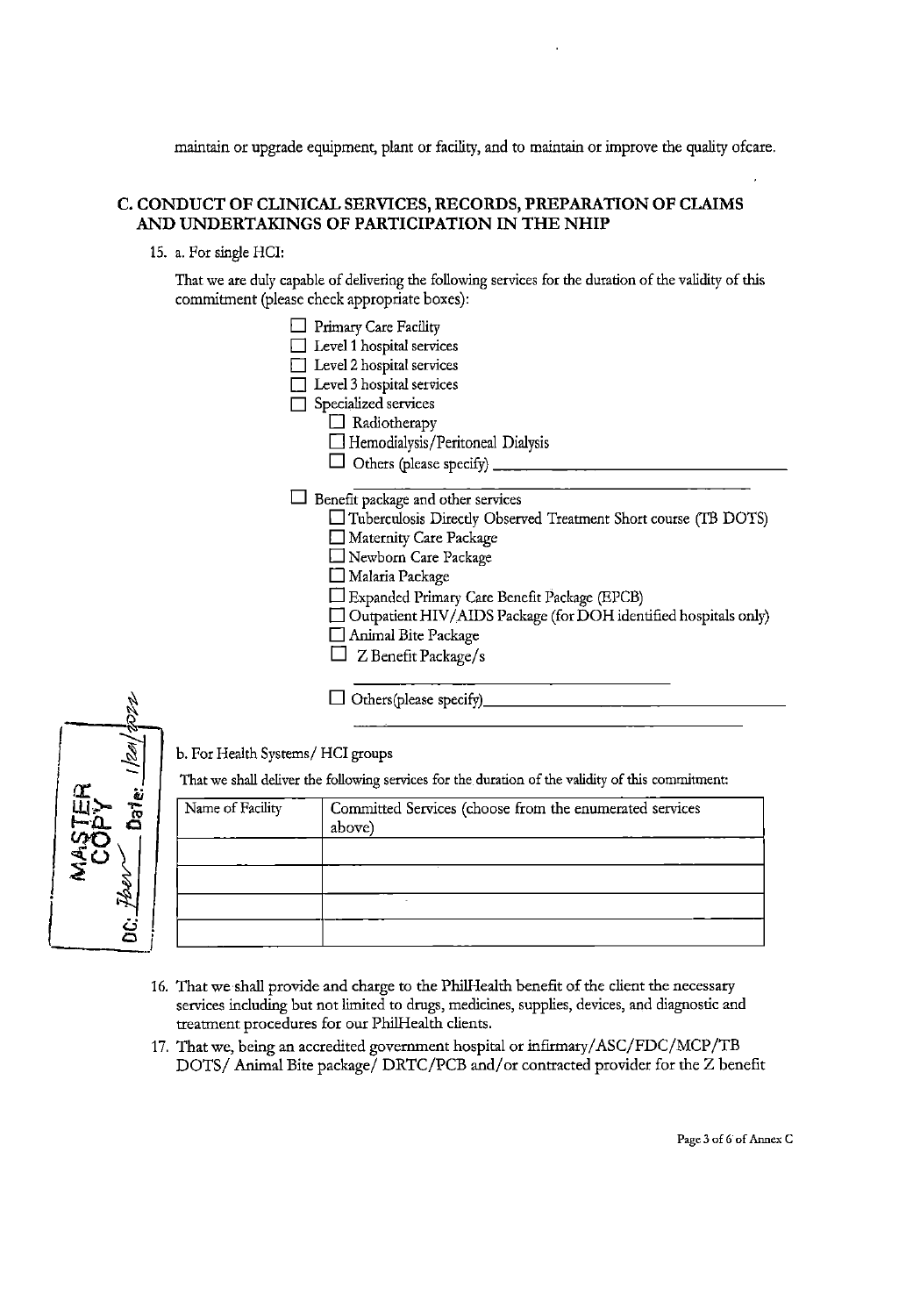maintain or upgrade equipment, plant or facility, and to maintain or improve the quality ofcare.

## C. CONDUCT OF CLINICAL SERVICES, RECORDS, PREPARATION OF CLAIMS AND UNDERTAKINGS OF PARTICIPATION IN THE NHIP

15. a. For single HCI:

    That we are duly capable of delivering the following services for the duration of the validity of this commitment (please check appropriate boxes):

    - ☐ Primary Care Facility
    - ☐ Level 1 hospital services
    - ☐ Level 2 hospital services
    - ☐ Level 3 hospital services
    - ☐ Specialized services
        - ☐ Radiotherapy
        - ☐ Hemodialysis/Peritoneal Dialysis
        - ☐ Others (please specify) ____________________

    - ☐ Benefit package and other services
        - ☐ Tuberculosis Directly Observed Treatment Short course (TB DOTS)
        - ☐ Maternity Care Package
        - ☐ Newborn Care Package
        - ☐ Malaria Package
        - ☐ Expanded Primary Care Benefit Package (EPCB)
        - ☐ Outpatient HIV/AIDS Package (for DOH identified hospitals only)
        - ☐ Animal Bite Package
        - ☐ Z Benefit Package/s ____________________

    - ☐ Others(please specify) ____________________

    b. For Health Systems/ HCI groups

    That we shall deliver the following services for the duration of the validity of this commitment:

| Name of Facility | Committed Services (choose from the enumerated services above) |
|---|---|
| | |
| | |
| | |
| | |

16. That we shall provide and charge to the PhilHealth benefit of the client the necessary services including but not limited to drugs, medicines, supplies, devices, and diagnostic and treatment procedures for our PhilHealth clients.
17. That we, being an accredited government hospital or infirmary/ASC/FDC/MCP/TB DOTS/ Animal Bite package/ DRTC/PCB and/or contracted provider for the Z benefit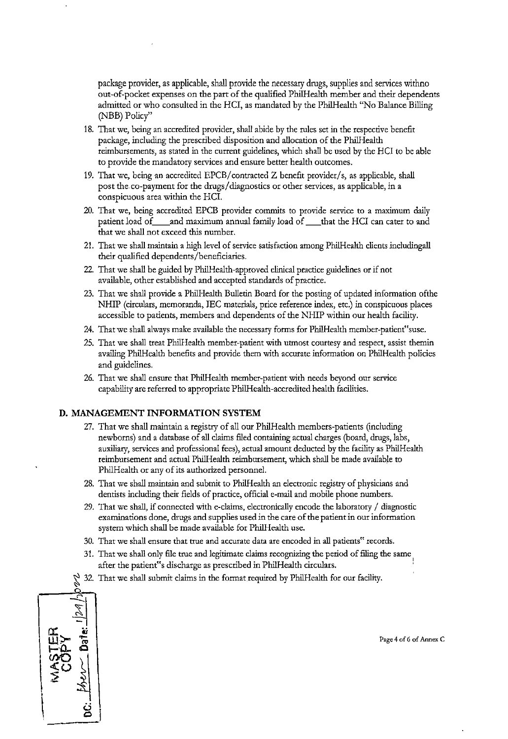package provider, as applicable, shall provide the necessary drugs, supplies and services withno out-of-pocket expenses on the part of the qualified PhilHealth member and their dependents admitted or who consulted in the HCI, as mandated by the PhilHealth "No Balance Billing (NBB) Policy"

18. That we, being an accredited provider, shall abide by the rules set in the respective benefit package, including the prescribed disposition and allocation of the PhilHealth reimbursements, as stated in the current guidelines, which shall be used by the HCI to be able to provide the mandatory services and ensure better health outcomes.
19. That we, being an accredited EPCB/contracted Z benefit provider/s, as applicable, shall post the co-payment for the drugs/diagnostics or other services, as applicable, in a conspicuous area within the HCI.
20. That we, being accredited EPCB provider commits to provide service to a maximum daily patient load of____and maximum annual family load of ____that the HCI can cater to and that we shall not exceed this number.
21. That we shall maintain a high level of service satisfaction among PhilHealth clients includingall their qualified dependents/beneficiaries.
22. That we shall be guided by PhilHealth-approved clinical practice guidelines or if not available, other established and accepted standards of practice.
23. That we shall provide a PhilHealth Bulletin Board for the posting of updated information ofthe NHIP (circulars, memoranda, IEC materials, price reference index, etc.) in conspicuous places accessible to patients, members and dependents of the NHIP within our health facility.
24. That we shall always make available the necessary forms for PhilHealth member-patient"suse.
25. That we shall treat PhilHealth member-patient with utmost courtesy and respect, assist themin availing PhilHealth benefits and provide them with accurate information on PhilHealth policies and guidelines.
26. That we shall ensure that PhilHealth member-patient with needs beyond our service capability are referred to appropriate PhilHealth-accredited health facilities.

## D. MANAGEMENT INFORMATION SYSTEM

27. That we shall maintain a registry of all our PhilHealth members-patients (including newborns) and a database of all claims filed containing actual charges (board, drugs, labs, auxiliary, services and professional fees), actual amount deducted by the facility as PhilHealth reimbursement and actual PhilHealth reimbursement, which shall be made available to PhilHealth or any of its authorized personnel.
28. That we shall maintain and submit to PhilHealth an electronic registry of physicians and dentists including their fields of practice, official e-mail and mobile phone numbers.
29. That we shall, if connected with e-claims, electronically encode the laboratory / diagnostic examinations done, drugs and supplies used in the care of the patient in our information system which shall be made available for PhilHealth use.
30. That we shall ensure that true and accurate data are encoded in all patients" records.
31. That we shall only file true and legitimate claims recognizing the period of filing the same after the patient"s discharge as prescribed in PhilHealth circulars.
32. That we shall submit claims in the format required by PhilHealth for our facility.

MASTER COPY
DC: ______ Date: 1/24/2022

Page 4 of 6 of Annex C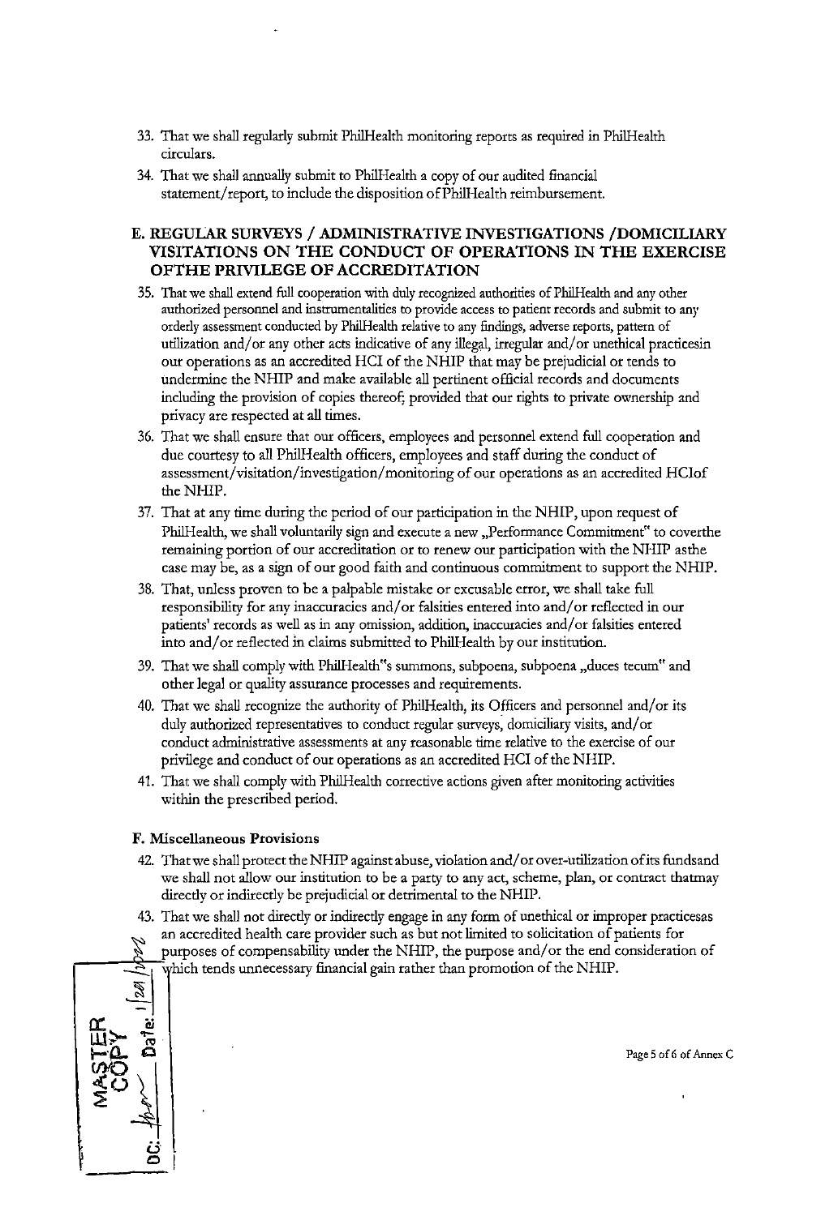33. That we shall regularly submit PhilHealth monitoring reports as required in PhilHealth circulars.
34. That we shall annually submit to PhilHealth a copy of our audited financial statement/report, to include the disposition of PhilHealth reimbursement.

## E. REGULAR SURVEYS / ADMINISTRATIVE INVESTIGATIONS /DOMICILIARY VISITATIONS ON THE CONDUCT OF OPERATIONS IN THE EXERCISE OFTHE PRIVILEGE OF ACCREDITATION

35. That we shall extend full cooperation with duly recognized authorities of PhilHealth and any other authorized personnel and instrumentalities to provide access to patient records and submit to any orderly assessment conducted by PhilHealth relative to any findings, adverse reports, pattern of utilization and/or any other acts indicative of any illegal, irregular and/or unethical practicesin our operations as an accredited HCI of the NHIP that may be prejudicial or tends to undermine the NHIP and make available all pertinent official records and documents including the provision of copies thereof; provided that our rights to private ownership and privacy are respected at all times.
36. That we shall ensure that our officers, employees and personnel extend full cooperation and due courtesy to all PhilHealth officers, employees and staff during the conduct of assessment/visitation/investigation/monitoring of our operations as an accredited HCIof the NHIP.
37. That at any time during the period of our participation in the NHIP, upon request of PhilHealth, we shall voluntarily sign and execute a new „Performance Commitment" to coverthe remaining portion of our accreditation or to renew our participation with the NHIP asthe case may be, as a sign of our good faith and continuous commitment to support the NHIP.
38. That, unless proven to be a palpable mistake or excusable error, we shall take full responsibility for any inaccuracies and/or falsities entered into and/or reflected in our patients' records as well as in any omission, addition, inaccuracies and/or falsities entered into and/or reflected in claims submitted to PhilHealth by our institution.
39. That we shall comply with PhilHealth"s summons, subpoena, subpoena „duces tecum" and other legal or quality assurance processes and requirements.
40. That we shall recognize the authority of PhilHealth, its Officers and personnel and/or its duly authorized representatives to conduct regular surveys, domiciliary visits, and/or conduct administrative assessments at any reasonable time relative to the exercise of our privilege and conduct of our operations as an accredited HCI of the NHIP.
41. That we shall comply with PhilHealth corrective actions given after monitoring activities within the prescribed period.

### F. Miscellaneous Provisions

42. That we shall protect the NHIP against abuse, violation and/or over-utilization of its fundsand we shall not allow our institution to be a party to any act, scheme, plan, or contract thatmay directly or indirectly be prejudicial or detrimental to the NHIP.
43. That we shall not directly or indirectly engage in any form of unethical or improper practicesas an accredited health care provider such as but not limited to solicitation of patients for purposes of compensability under the NHIP, the purpose and/or the end consideration of which tends unnecessary financial gain rather than promotion of the NHIP.

MASTER COPY
DC: ______ Date: 1/20/2022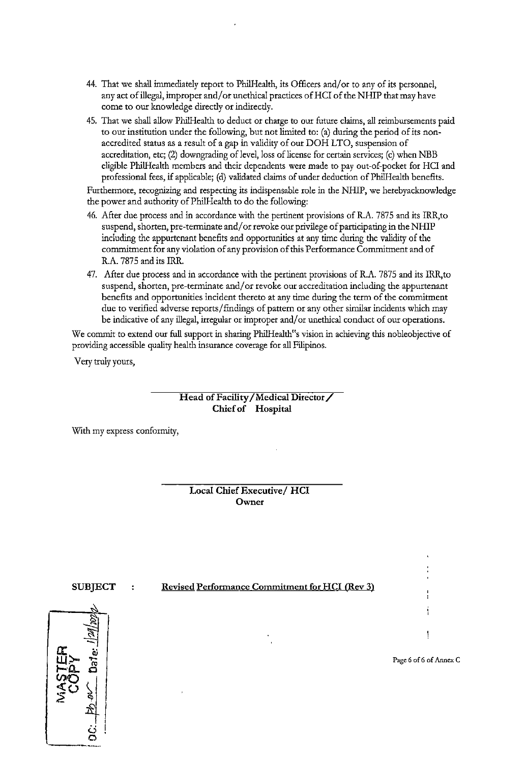44. That we shall immediately report to PhilHealth, its Officers and/or to any of its personnel, any act of illegal, improper and/or unethical practices of HCI of the NHIP that may have come to our knowledge directly or indirectly.
45. That we shall allow PhilHealth to deduct or charge to our future claims, all reimbursements paid to our institution under the following, but not limited to: (a) during the period of its non-accredited status as a result of a gap in validity of our DOH LTO, suspension of accreditation, etc; (2) downgrading of level, loss of license for certain services; (c) when NBB eligible PhilHealth members and their dependents were made to pay out-of-pocket for HCI and professional fees, if applicable; (d) validated claims of under deduction of PhilHealth benefits.

Furthermore, recognizing and respecting its indispensable role in the NHIP, we herebyacknowledge the power and authority of PhilHealth to do the following:

46. After due process and in accordance with the pertinent provisions of R.A. 7875 and its IRR,to suspend, shorten, pre-terminate and/or revoke our privilege of participating in the NHIP including the appurtenant benefits and opportunities at any time during the validity of the commitment for any violation of any provision of this Performance Commitment and of R.A. 7875 and its IRR.
47. After due process and in accordance with the pertinent provisions of R.A. 7875 and its IRR,to suspend, shorten, pre-terminate and/or revoke our accreditation including the appurtenant benefits and opportunities incident thereto at any time during the term of the commitment due to verified adverse reports/findings of pattern or any other similar incidents which may be indicative of any illegal, irregular or improper and/or unethical conduct of our operations.

We commit to extend our full support in sharing PhilHealth"s vision in achieving this nobleobjective of providing accessible quality health insurance coverage for all Filipinos.

Very truly yours,

**Head of Facility/Medical Director/ Chief of Hospital**

With my express conformity,

**Local Chief Executive/ HCI Owner**

**SUBJECT : Revised Performance Commitment for HCI (Rev 3)**

MASTER COPY DC: ___ Date: 1/24/2024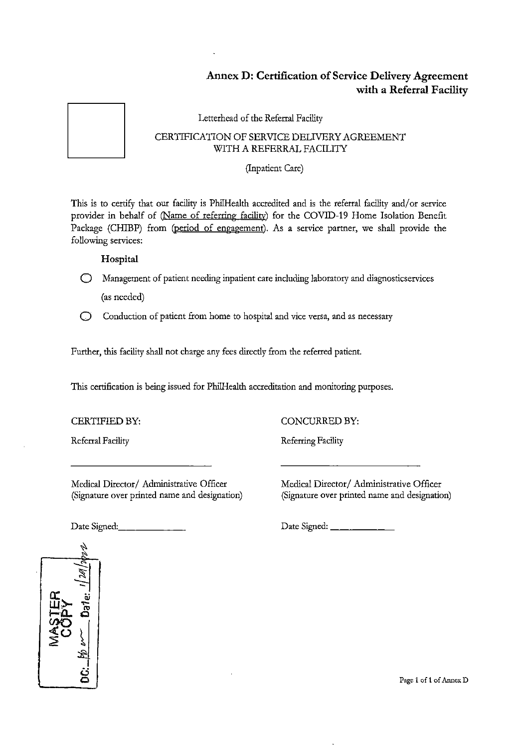## Annex D: Certification of Service Delivery Agreement with a Referral Facility

Letterhead of the Referral Facility

CERTIFICATION OF SERVICE DELIVERY AGREEMENT WITH A REFERRAL FACILITY

(Inpatient Care)

This is to certify that our facility is PhilHealth accredited and is the referral facility and/or service provider in behalf of (Name of referring facility) for the COVID-19 Home Isolation Benefit Package (CHIBP) from (period of engagement). As a service partner, we shall provide the following services:

**Hospital**

- ◯ Management of patient needing inpatient care including laboratory and diagnosticservices (as needed)
- ◯ Conduction of patient from home to hospital and vice versa, and as necessary

Further, this facility shall not charge any fees directly from the referred patient.

This certification is being issued for PhilHealth accreditation and monitoring purposes.

CERTIFIED BY:

Referral Facility

\_\_\_\_\_\_\_\_\_\_\_\_\_\_\_\_\_\_\_\_\_\_\_\_\_\_\_\_

Medical Director/ Administrative Officer
(Signature over printed name and designation)

Date Signed:\_\_\_\_\_\_\_\_\_\_\_\_\_\_

CONCURRED BY:

Referring Facility

\_\_\_\_\_\_\_\_\_\_\_\_\_\_\_\_\_\_\_\_\_\_\_\_\_\_\_\_

Medical Director/ Administrative Officer
(Signature over printed name and designation)

Date Signed: \_\_\_\_\_\_\_\_\_\_\_\_\_\_

MASTER COPY
DC: ___ Date: 1/24/2022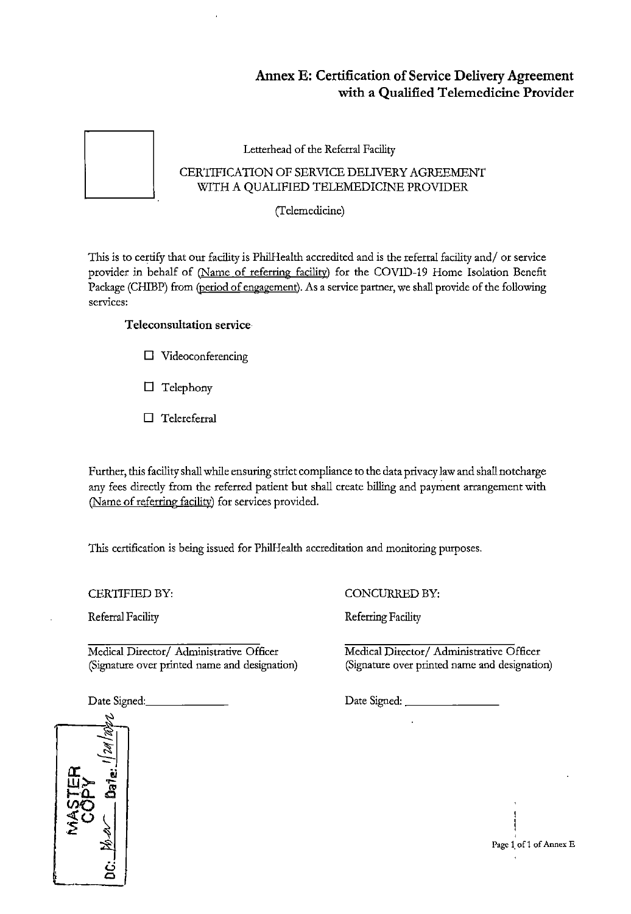## Annex E: Certification of Service Delivery Agreement with a Qualified Telemedicine Provider

Letterhead of the Referral Facility

CERTIFICATION OF SERVICE DELIVERY AGREEMENT WITH A QUALIFIED TELEMEDICINE PROVIDER

(Telemedicine)

This is to certify that our facility is PhilHealth accredited and is the referral facility and/ or service provider in behalf of (Name of referring facility) for the COVID-19 Home Isolation Benefit Package (CHIBP) from (period of engagement). As a service partner, we shall provide of the following services:

**Teleconsultation service**

- ☐ Videoconferencing
- ☐ Telephony
- ☐ Telereferral

Further, this facility shall while ensuring strict compliance to the data privacy law and shall notcharge any fees directly from the referred patient but shall create billing and payment arrangement with (Name of referring facility) for services provided.

This certification is being issued for PhilHealth accreditation and monitoring purposes.

CERTIFIED BY:

Referral Facility

\_\_\_\_\_\_\_\_\_\_\_\_\_\_\_\_\_\_\_\_\_\_\_\_\_\_\_\_\_\_
Medical Director/ Administrative Officer
(Signature over printed name and designation)

Date Signed: \_\_\_\_\_\_\_\_\_\_\_\_

CONCURRED BY:

Referring Facility

\_\_\_\_\_\_\_\_\_\_\_\_\_\_\_\_\_\_\_\_\_\_\_\_\_\_\_\_\_\_
Medical Director/ Administrative Officer
(Signature over printed name and designation)

Date Signed: \_\_\_\_\_\_\_\_\_\_\_\_

MASTER COPY
DC: ______ Date: 1/24/2022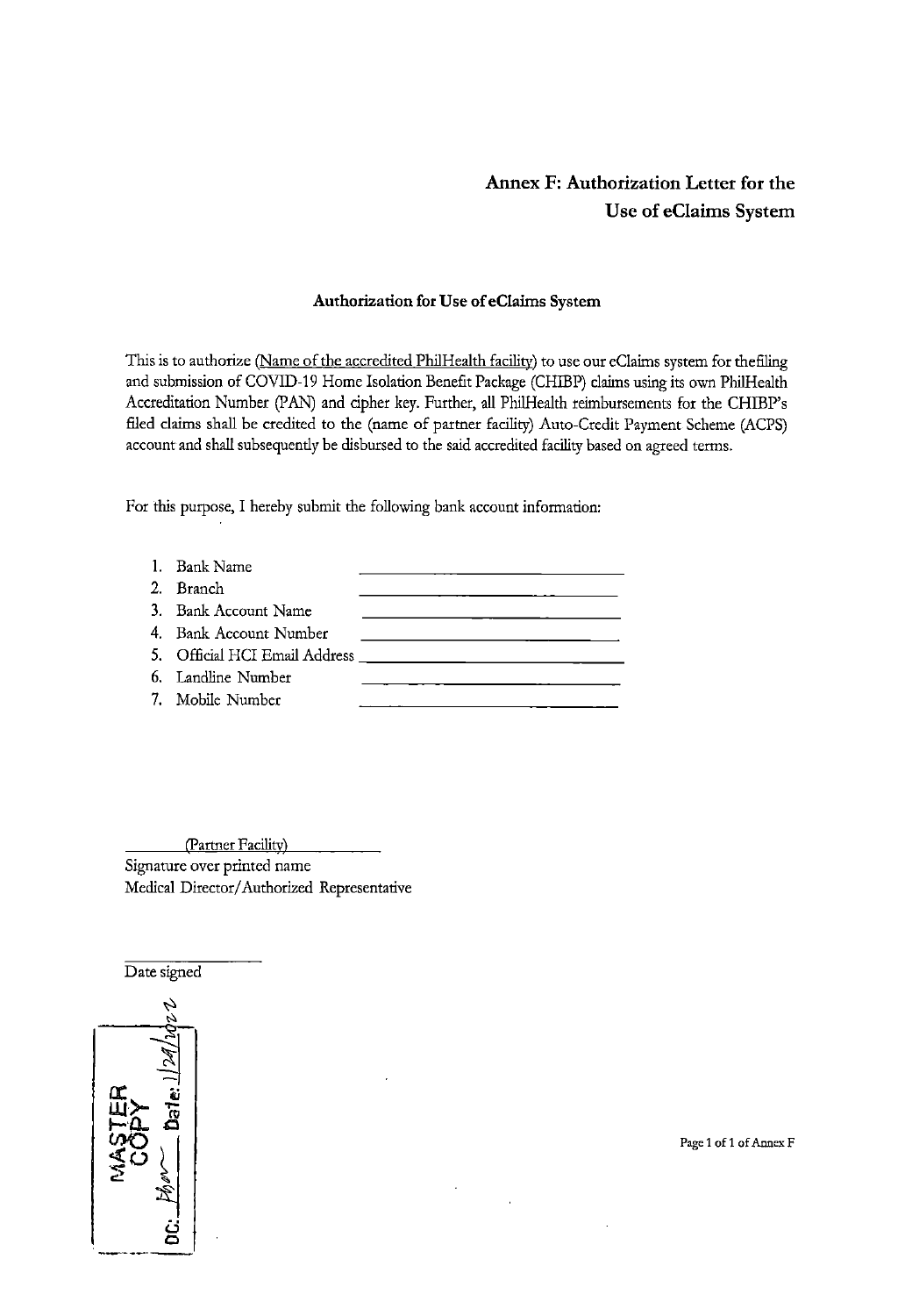# Annex F: Authorization Letter for the Use of eClaims System

### Authorization for Use of eClaims System

This is to authorize (Name of the accredited PhilHealth facility) to use our eClaims system for thefiling and submission of COVID-19 Home Isolation Benefit Package (CHIBP) claims using its own PhilHealth Accreditation Number (PAN) and cipher key. Further, all PhilHealth reimbursements for the CHIBP's filed claims shall be credited to the (name of partner facility) Auto-Credit Payment Scheme (ACPS) account and shall subsequently be disbursed to the said accredited facility based on agreed terms.

For this purpose, I hereby submit the following bank account information:

1. Bank Name ____________________________
2. Branch ____________________________
3. Bank Account Name ____________________________
4. Bank Account Number ____________________________
5. Official HCI Email Address ____________________________
6. Landline Number ____________________________
7. Mobile Number ____________________________

(Partner Facility)
Signature over printed name
Medical Director/Authorized Representative

________________
Date signed

MASTER COPY
DC: ______ Date: 1/24/2022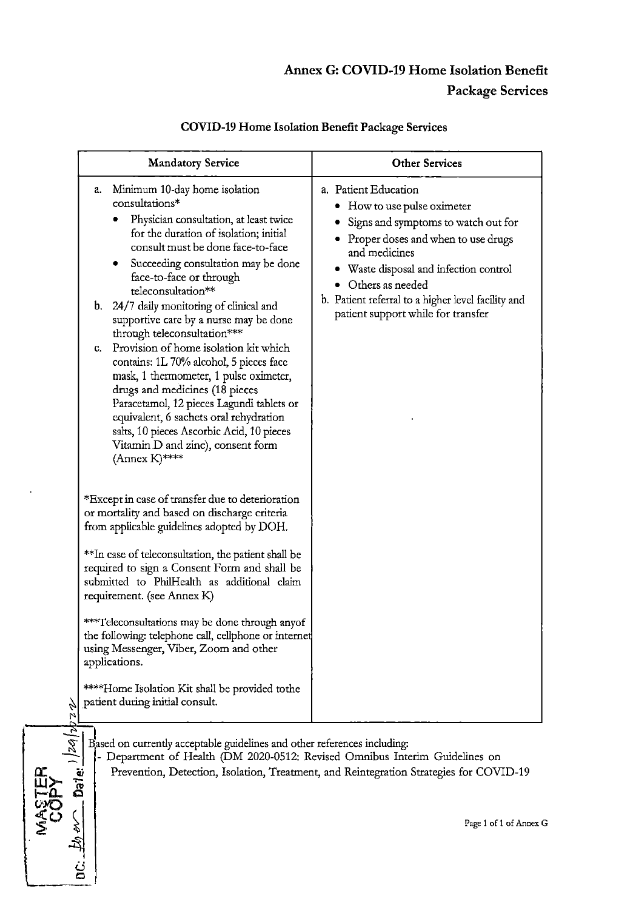# Annex G: COVID-19 Home Isolation Benefit Package Services

## COVID-19 Home Isolation Benefit Package Services

| Mandatory Service | Other Services |
|---|---|
| a. Minimum 10-day home isolation consultations*<br>• Physician consultation, at least twice for the duration of isolation; initial consult must be done face-to-face<br>• Succeeding consultation may be done face-to-face or through teleconsultation**<br>b. 24/7 daily monitoring of clinical and supportive care by a nurse may be done through teleconsultation***<br>c. Provision of home isolation kit which contains: 1L 70% alcohol, 5 pieces face mask, 1 thermometer, 1 pulse oximeter, drugs and medicines (18 pieces Paracetamol, 12 pieces Lagundi tablets or equivalent, 6 sachets oral rehydration salts, 10 pieces Ascorbic Acid, 10 pieces Vitamin D and zinc), consent form (Annex K)****<br><br>*Except in case of transfer due to deterioration or mortality and based on discharge criteria from applicable guidelines adopted by DOH.<br><br>**In case of teleconsultation, the patient shall be required to sign a Consent Form and shall be submitted to PhilHealth as additional claim requirement. (see Annex K)<br><br>***Teleconsultations may be done through anyof the following: telephone call, cellphone or internet using Messenger, Viber, Zoom and other applications.<br><br>****Home Isolation Kit shall be provided tothe patient during initial consult. | a. Patient Education<br>• How to use pulse oximeter<br>• Signs and symptoms to watch out for<br>• Proper doses and when to use drugs and medicines<br>• Waste disposal and infection control<br>• Others as needed<br>b. Patient referral to a higher level facility and patient support while for transfer |

Based on currently acceptable guidelines and other references including:

- Department of Health (DM 2020-0512: Revised Omnibus Interim Guidelines on Prevention, Detection, Isolation, Treatment, and Reintegration Strategies for COVID-19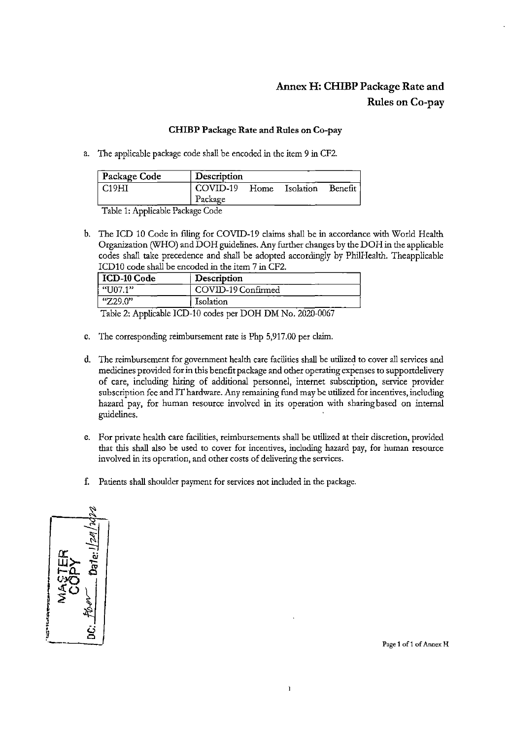# Annex H: CHIBP Package Rate and Rules on Co-pay

## CHIBP Package Rate and Rules on Co-pay

a. The applicable package code shall be encoded in the item 9 in CF2.

| Package Code | Description |
|---|---|
| C19HI | COVID-19 Home Isolation Benefit Package |

Table 1: Applicable Package Code

b. The ICD 10 Code in filing for COVID-19 claims shall be in accordance with World Health Organization (WHO) and DOH guidelines. Any further changes by the DOH in the applicable codes shall take precedence and shall be adopted accordingly by PhilHealth. Theapplicable ICD10 code shall be encoded in the item 7 in CF2.

| ICD-10 Code | Description |
|---|---|
| "U07.1" | COVID-19 Confirmed |
| "Z29.0" | Isolation |

Table 2: Applicable ICD-10 codes per DOH DM No. 2020-0067

c. The corresponding reimbursement rate is Php 5,917.00 per claim.

d. The reimbursement for government health care facilities shall be utilized to cover all services and medicines provided for in this benefit package and other operating expenses to supportdelivery of care, including hiring of additional personnel, internet subscription, service provider subscription fee and IT hardware. Any remaining fund may be utilized for incentives, including hazard pay, for human resource involved in its operation with sharingbased on internal guidelines.

e. For private health care facilities, reimbursements shall be utilized at their discretion, provided that this shall also be used to cover for incentives, including hazard pay, for human resource involved in its operation, and other costs of delivering the services.

f. Patients shall shoulder payment for services not included in the package.

MASTER COPY
DC: ____ Date: 1/24/2022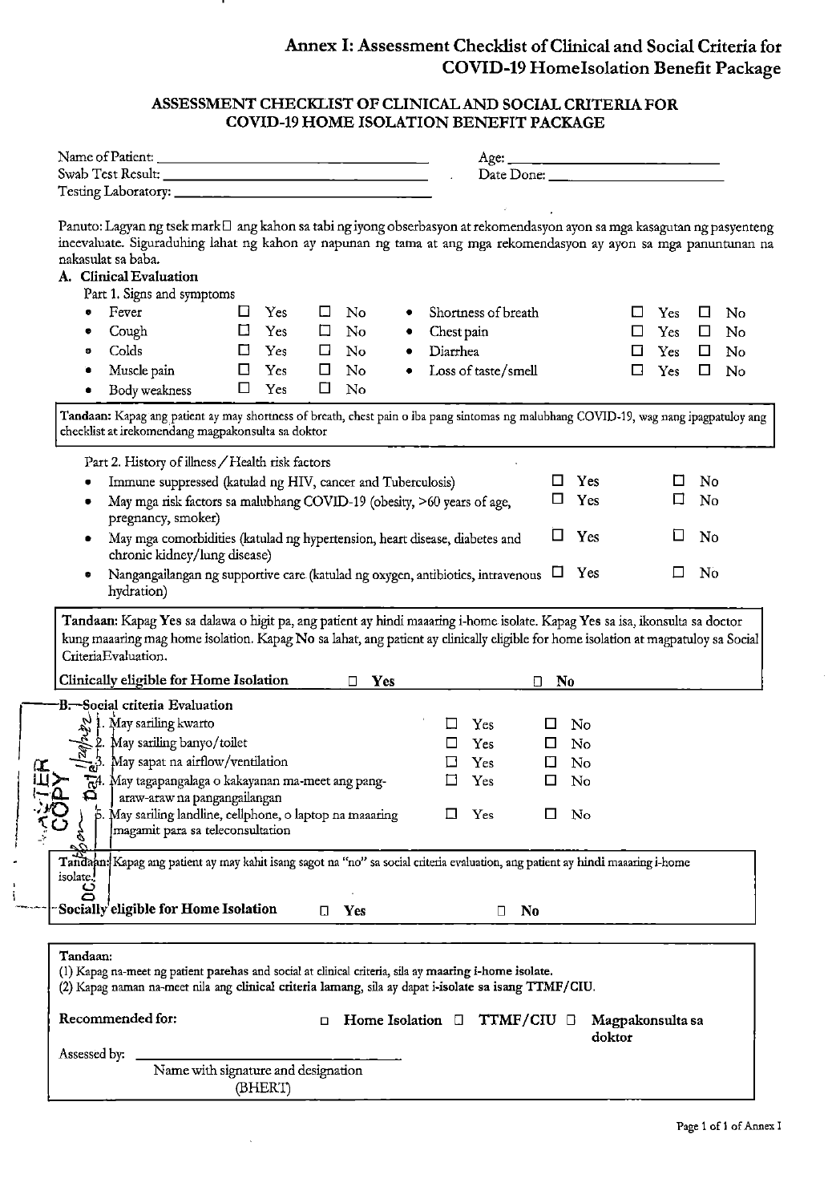# Annex I: Assessment Checklist of Clinical and Social Criteria for COVID-19 HomeIsolation Benefit Package

## ASSESSMENT CHECKLIST OF CLINICAL AND SOCIAL CRITERIA FOR COVID-19 HOME ISOLATION BENEFIT PACKAGE

Name of Patient: ______________________ Age: ______________________

Swab Test Result: ______________________ Date Done: ______________________

Testing Laboratory: ______________________

Panuto: Lagyan ng tsek mark☐ ang kahon sa tabi ng iyong obserbasyon at rekomendasyon ayon sa mga kasagutan ng pasyenteng ineevaluate. Siguraduhing lahat ng kahon ay napunan ng tama at ang mga rekomendasyon ay ayon sa mga panuntunan na nakasulat sa baba.

### A. Clinical Evaluation

Part 1. Signs and symptoms

| | | | | | |
|---|---|---|---|---|---|
| • Fever | ☐ Yes | ☐ No | • Shortness of breath | ☐ Yes | ☐ No |
| • Cough | ☐ Yes | ☐ No | • Chest pain | ☐ Yes | ☐ No |
| • Colds | ☐ Yes | ☐ No | • Diarrhea | ☐ Yes | ☐ No |
| • Muscle pain | ☐ Yes | ☐ No | • Loss of taste/smell | ☐ Yes | ☐ No |
| • Body weakness | ☐ Yes | ☐ No | | | |

**Tandaan:** Kapag ang patient ay may shortness of breath, chest pain o iba pang sintomas ng malubhang COVID-19, wag nang ipagpatuloy ang checklist at irekomendang magpakonsulta sa doktor

Part 2. History of illness / Health risk factors

| | | |
|---|---|---|
| • Immune suppressed (katulad ng HIV, cancer and Tuberculosis) | ☐ Yes | ☐ No |
| • May mga risk factors sa malubhang COVID-19 (obesity, >60 years of age, pregnancy, smoker) | ☐ Yes | ☐ No |
| • May mga comorbidities (katulad ng hypertension, heart disease, diabetes and chronic kidney/lung disease) | ☐ Yes | ☐ No |
| • Nangangailangan ng supportive care (katulad ng oxygen, antibiotics, intravenous hydration) | ☐ Yes | ☐ No |

**Tandaan:** Kapag **Yes** sa dalawa o higit pa, ang patient ay hindi maaaring i-home isolate. Kapag **Yes** sa isa, ikonsulta sa doctor kung maaaring mag home isolation. Kapag **No** sa lahat, ang patient ay clinically eligible for home isolation at magpatuloy sa Social CriteriaEvaluation.

**Clinically eligible for Home Isolation** ☐ **Yes** ☐ **No**

### B. Social criteria Evaluation

| | | |
|---|---|---|
| 1. May sariling kwarto | ☐ Yes | ☐ No |
| 2. May sariling banyo/toilet | ☐ Yes | ☐ No |
| 3. May sapat na airflow/ventilation | ☐ Yes | ☐ No |
| 4. May tagapangalaga o kakayanan ma-meet ang pang-araw-araw na pangangailangan | ☐ Yes | ☐ No |
| 5. May sariling landline, cellphone, o laptop na maaaring magamit para sa teleconsultation | ☐ Yes | ☐ No |

**Tandaan:** Kapag ang patient ay may kahit isang sagot na "no" sa social criteria evaluation, ang patient ay **hindi** maaaring i-home isolate.

**Socially eligible for Home Isolation** ☐ **Yes** ☐ **No**

**Tandaan:**

(1) Kapag na-meet ng patient **parehas** and social at clinical criteria, sila ay **maaring i-home isolate.**

(2) Kapag naman na-meet nila ang **clinical criteria lamang**, sila ay dapat i-isolate sa isang **TTMF/CIU.**

**Recommended for:** ☐ **Home Isolation** ☐ **TTMF/CIU** ☐ **Magpakonsulta sa doktor**

Assessed by: ______________________

Name with signature and designation (BHERT)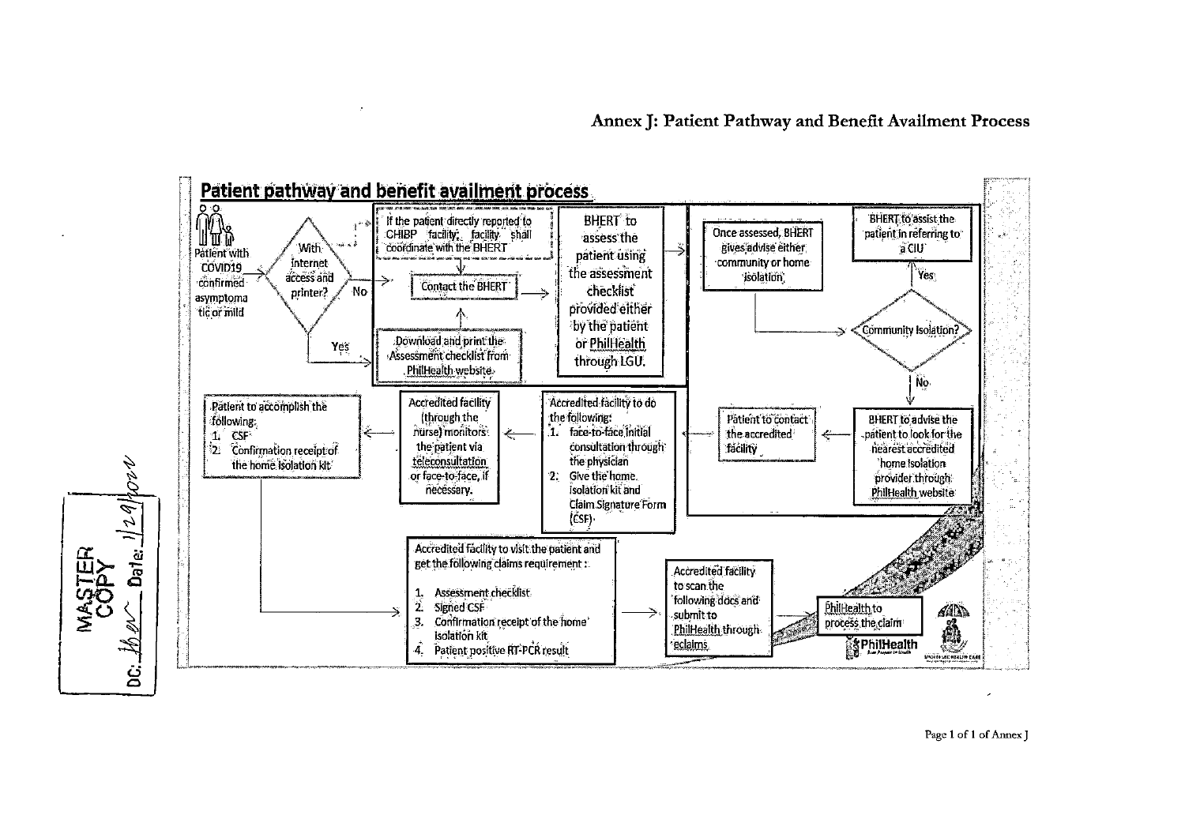## Annex J: Patient Pathway and Benefit Availment Process

### Patient pathway and benefit availment process

Patient with COVID19 confirmed asymptomatic or mild

With internet access and printer?

- No → Contact the BHERT
- Yes → Download and print the Assessment checklist from PhilHealth website → Contact the BHERT

If the patient directly reported to CHIBP facility, facility shall coordinate with the BHERT

BHERT to assess the patient using the assessment checklist provided either by the patient or PhilHealth through LGU.

Once assessed, BHERT gives advise either community or home isolation.

Community Isolation?

- Yes → BHERT to assist the patient in referring to a CIU
- No → BHERT to advise the patient to look for the nearest accredited home isolation provider through PhilHealth website

Patient to contact the accredited facility

Accredited facility to do the following:
1. face-to-face initial consultation through the physician
2. Give the home isolation kit and Claim Signature Form (CSF)

Accredited facility (through the nurse) monitors the patient via teleconsultation or face-to-face, if necessary.

Patient to accomplish the following:
1. CSF
2. Confirmation receipt of the home isolation kit

Accredited facility to visit the patient and get the following claims requirement:
1. Assessment checklist
2. Signed CSF
3. Confirmation receipt of the home isolation kit
4. Patient positive RT-PCR result

Accredited facility to scan the following docs and submit to PhilHealth through eclaims.

PhilHealth to process the claim

MASTER COPY
DC: ___ Date: 1/29/2021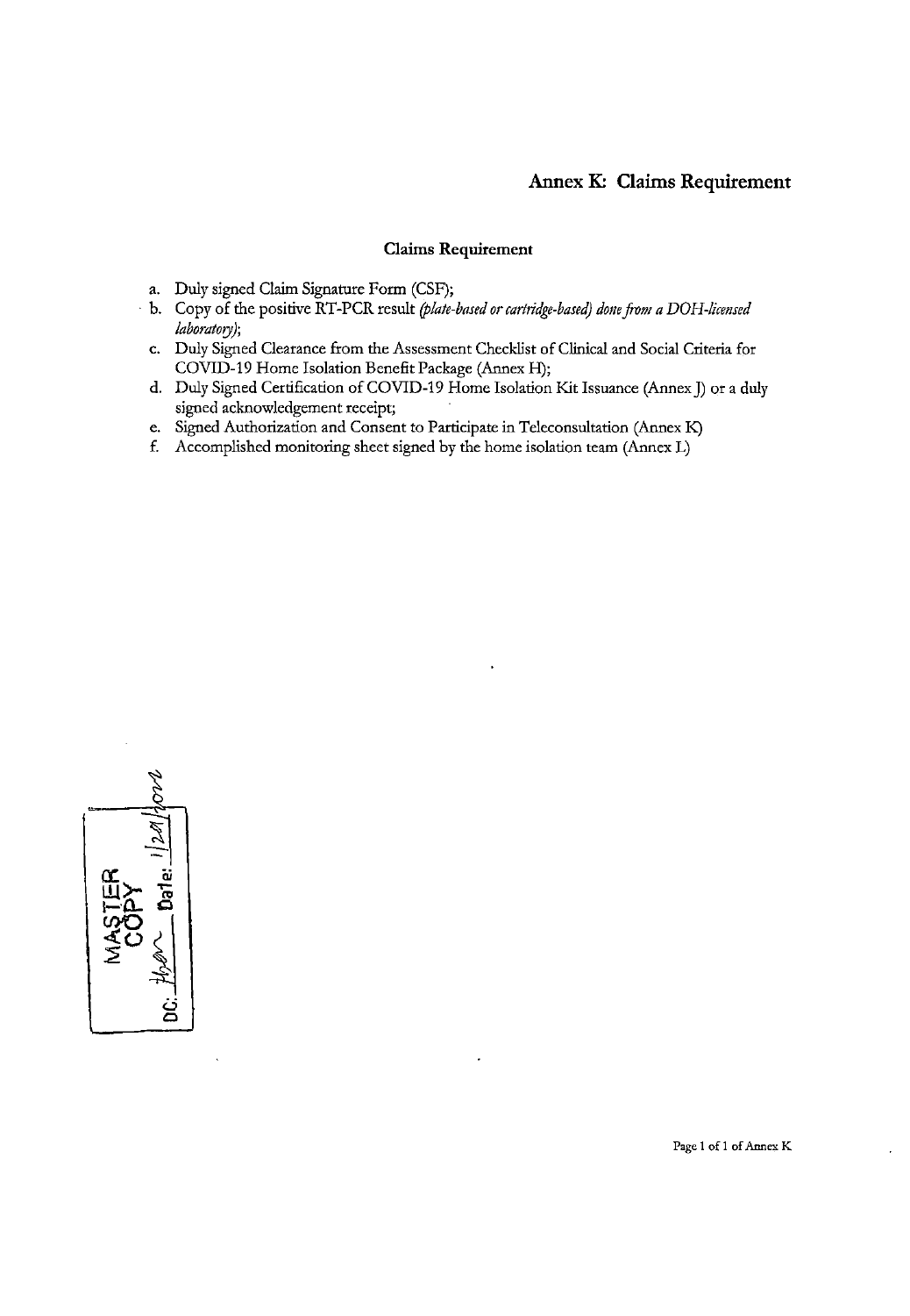# Annex K: Claims Requirement

### Claims Requirement

a. Duly signed Claim Signature Form (CSF);
b. Copy of the positive RT-PCR result *(plate-based or cartridge-based) done from a DOH-licensed laboratory)*;
c. Duly Signed Clearance from the Assessment Checklist of Clinical and Social Criteria for COVID-19 Home Isolation Benefit Package (Annex H);
d. Duly Signed Certification of COVID-19 Home Isolation Kit Issuance (Annex J) or a duly signed acknowledgement receipt;
e. Signed Authorization and Consent to Participate in Teleconsultation (Annex K)
f. Accomplished monitoring sheet signed by the home isolation team (Annex L)

MASTER COPY
DC: ______ Date: 1/21/2021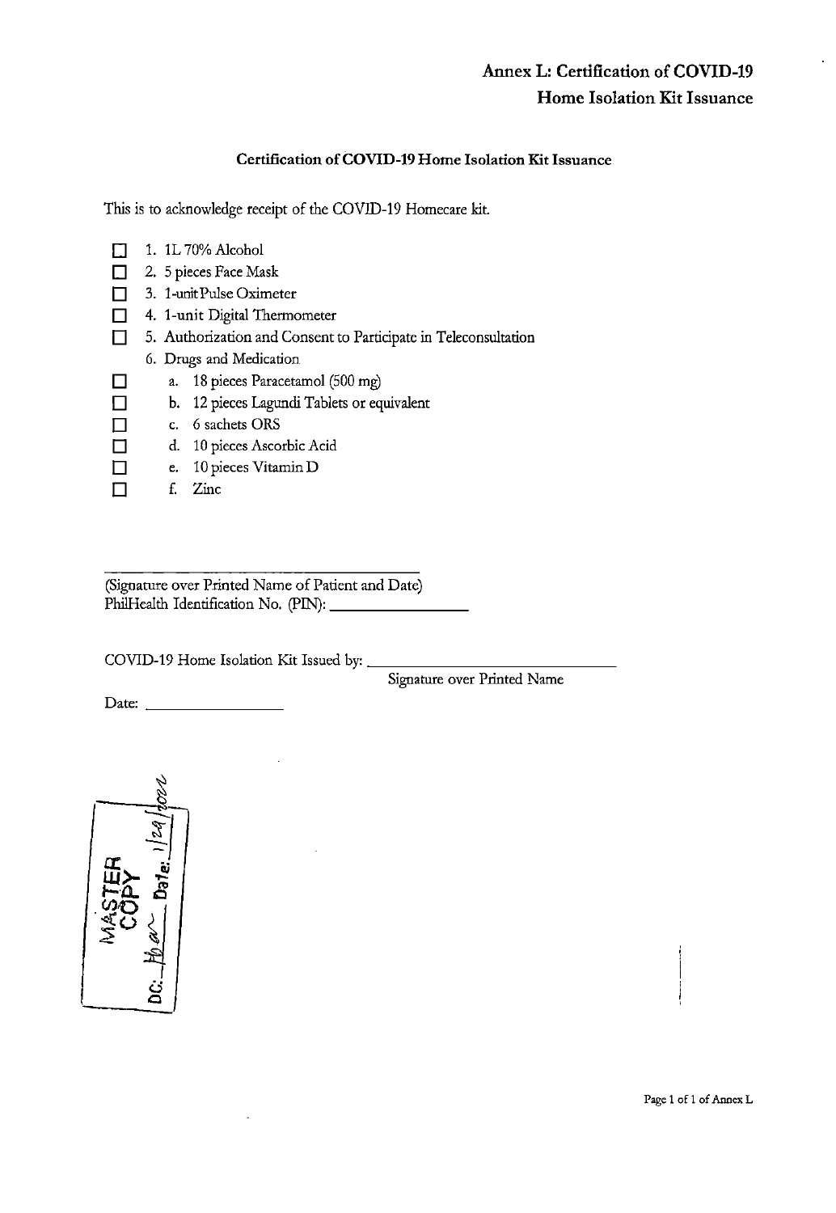# Annex L: Certification of COVID-19 Home Isolation Kit Issuance

## Certification of COVID-19 Home Isolation Kit Issuance

This is to acknowledge receipt of the COVID-19 Homecare kit.

- ☐ 1. 1L 70% Alcohol
- ☐ 2. 5 pieces Face Mask
- ☐ 3. 1-unit Pulse Oximeter
- ☐ 4. 1-unit Digital Thermometer
- ☐ 5. Authorization and Consent to Participate in Teleconsultation
- 6. Drugs and Medication
  - ☐ a. 18 pieces Paracetamol (500 mg)
  - ☐ b. 12 pieces Lagundi Tablets or equivalent
  - ☐ c. 6 sachets ORS
  - ☐ d. 10 pieces Ascorbic Acid
  - ☐ e. 10 pieces Vitamin D
  - ☐ f. Zinc

\_\_\_\_\_\_\_\_\_\_\_\_\_\_\_\_\_\_\_\_\_\_\_\_\_\_\_\_\_\_\_\_\_\_\_\_
(Signature over Printed Name of Patient and Date)
PhilHealth Identification No. (PIN): \_\_\_\_\_\_\_\_\_\_\_\_\_\_\_\_\_\_

COVID-19 Home Isolation Kit Issued by: \_\_\_\_\_\_\_\_\_\_\_\_\_\_\_\_\_\_\_\_\_\_\_\_\_\_\_\_\_\_
Signature over Printed Name

Date: \_\_\_\_\_\_\_\_\_\_\_\_\_\_\_\_\_\_

MASTER COPY
DC: ___ Date: 1/24/2022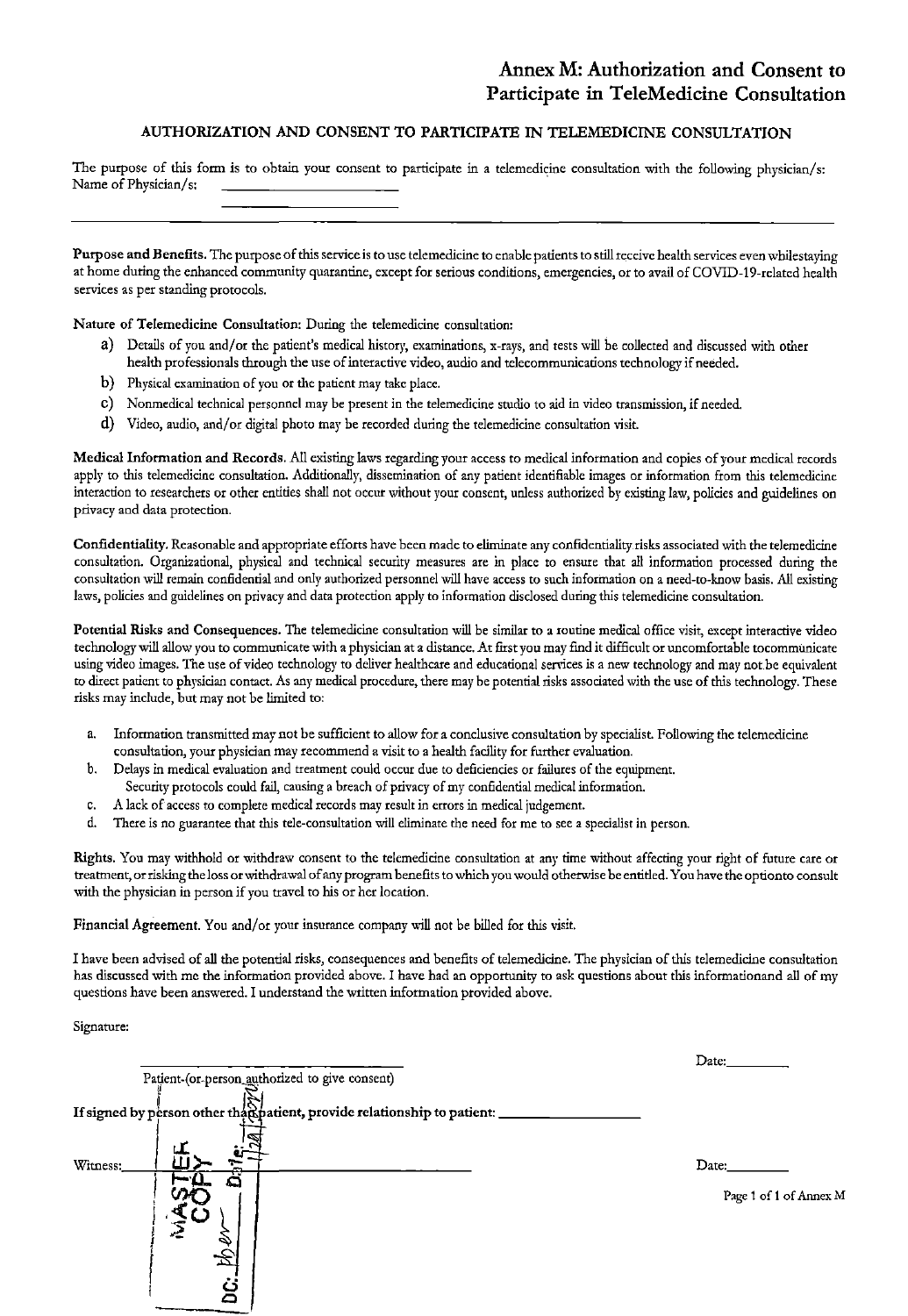# Annex M: Authorization and Consent to Participate in TeleMedicine Consultation

## AUTHORIZATION AND CONSENT TO PARTICIPATE IN TELEMEDICINE CONSULTATION

The purpose of this form is to obtain your consent to participate in a telemedicine consultation with the following physician/s:
Name of Physician/s: ______________________
______________________

---

**Purpose and Benefits.** The purpose of this service is to use telemedicine to enable patients to still receive health services even whilestaying at home during the enhanced community quarantine, except for serious conditions, emergencies, or to avail of COVID-19-related health services as per standing protocols.

**Nature of Telemedicine Consultation:** During the telemedicine consultation:

a) Details of you and/or the patient's medical history, examinations, x-rays, and tests will be collected and discussed with other health professionals through the use of interactive video, audio and telecommunications technology if needed.
b) Physical examination of you or the patient may take place.
c) Nonmedical technical personnel may be present in the telemedicine studio to aid in video transmission, if needed.
d) Video, audio, and/or digital photo may be recorded during the telemedicine consultation visit.

**Medical Information and Records.** All existing laws regarding your access to medical information and copies of your medical records apply to this telemedicine consultation. Additionally, dissemination of any patient identifiable images or information from this telemedicine interaction to researchers or other entities shall not occur without your consent, unless authorized by existing law, policies and guidelines on privacy and data protection.

**Confidentiality.** Reasonable and appropriate efforts have been made to eliminate any confidentiality risks associated with the telemedicine consultation. Organizational, physical and technical security measures are in place to ensure that all information processed during the consultation will remain confidential and only authorized personnel will have access to such information on a need-to-know basis. All existing laws, policies and guidelines on privacy and data protection apply to information disclosed during this telemedicine consultation.

**Potential Risks and Consequences.** The telemedicine consultation will be similar to a routine medical office visit, except interactive video technology will allow you to communicate with a physician at a distance. At first you may find it difficult or uncomfortable tocommunicate using video images. The use of video technology to deliver healthcare and educational services is a new technology and may not be equivalent to direct patient to physician contact. As any medical procedure, there may be potential risks associated with the use of this technology. These risks may include, but may not be limited to:

a. Information transmitted may not be sufficient to allow for a conclusive consultation by specialist. Following the telemedicine consultation, your physician may recommend a visit to a health facility for further evaluation.
b. Delays in medical evaluation and treatment could occur due to deficiencies or failures of the equipment.
   Security protocols could fail, causing a breach of privacy of my confidential medical information.
c. A lack of access to complete medical records may result in errors in medical judgement.
d. There is no guarantee that this tele-consultation will eliminate the need for me to see a specialist in person.

**Rights.** You may withhold or withdraw consent to the telemedicine consultation at any time without affecting your right of future care or treatment, or risking the loss or withdrawal of any program benefits to which you would otherwise be entitled. You have the optionto consult with the physician in person if you travel to his or her location.

**Financial Agreement.** You and/or your insurance company will not be billed for this visit.

I have been advised of all the potential risks, consequences and benefits of telemedicine. The physician of this telemedicine consultation has discussed with me the information provided above. I have had an opportunity to ask questions about this informationand all of my questions have been answered. I understand the written information provided above.

Signature:

______________________ Date:________
Patient (or person authorized to give consent)

**If signed by person other than patient, provide relationship to patient:** ______________________

Witness:______________________ Date:________

MASTER COPY
Date: 1/24/2020
DC: ______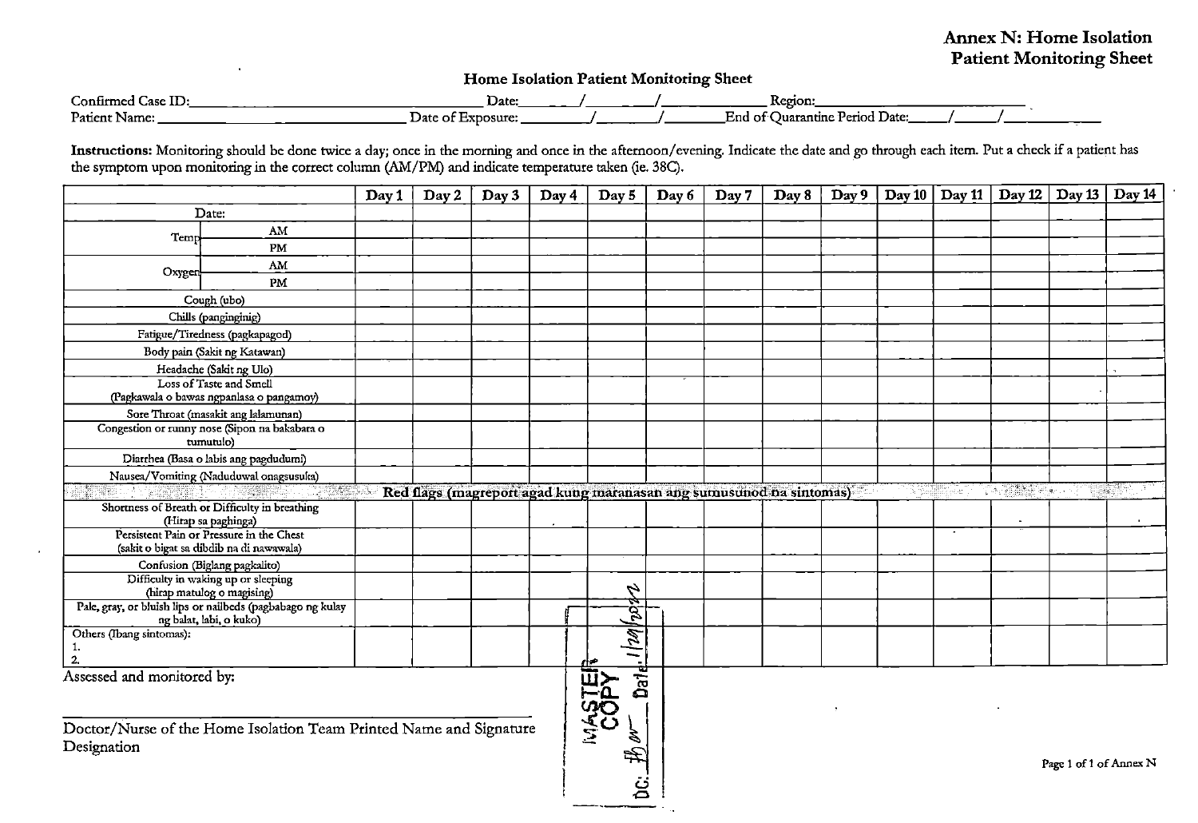# Annex N: Home Isolation Patient Monitoring Sheet

## Home Isolation Patient Monitoring Sheet

Confirmed Case ID:______________________ Date:____/____/________ Region:____________________

Patient Name:______________________ Date of Exposure:______/______/______ End of Quarantine Period Date:_____/_____/__________

**Instructions:** Monitoring should be done twice a day; once in the morning and once in the afternoon/evening. Indicate the date and go through each item. Put a check if a patient has the symptom upon monitoring in the correct column (AM/PM) and indicate temperature taken (ie. 38C).

| | | Day 1 | Day 2 | Day 3 | Day 4 | Day 5 | Day 6 | Day 7 | Day 8 | Day 9 | Day 10 | Day 11 | Day 12 | Day 13 | Day 14 |
|---|---|---|---|---|---|---|---|---|---|---|---|---|---|---|---|
| Date: | | | | | | | | | | | | | | | |
| Temp | AM | | | | | | | | | | | | | | |
| | PM | | | | | | | | | | | | | | |
| Oxygen | AM | | | | | | | | | | | | | | |
| | PM | | | | | | | | | | | | | | |
| Cough (ubo) | | | | | | | | | | | | | | | |
| Chills (panginginig) | | | | | | | | | | | | | | | |
| Fatigue/Tiredness (pagkapagod) | | | | | | | | | | | | | | | |
| Body pain (Sakit ng Katawan) | | | | | | | | | | | | | | | |
| Headache (Sakit ng Ulo) | | | | | | | | | | | | | | | |
| Loss of Taste and Smell (Pagkawala o bawas ngpanlasa o pangamoy) | | | | | | | | | | | | | | | |
| Sore Throat (masakit ang lalamunan) | | | | | | | | | | | | | | | |
| Congestion or runny nose (Sipon na bakabara o tumutulo) | | | | | | | | | | | | | | | |
| Diarrhea (Basa o labis ang pagdudumi) | | | | | | | | | | | | | | | |
| Nausea/Vomiting (Naduduwal onagsusuka) | | | | | | | | | | | | | | | |
| **Red flags (magreport agad kung maranasan ang sumusunod na sintomas)** | | | | | | | | | | | | | | | |
| Shortness of Breath or Difficulty in breathing (Hirap sa paghinga) | | | | | | | | | | | | | | | |
| Persistent Pain or Pressure in the Chest (sakit o bigat sa dibdib na di nawawala) | | | | | | | | | | | | | | | |
| Confusion (Biglang pagkalito) | | | | | | | | | | | | | | | |
| Difficulty in waking up or sleeping (hirap matulog o magising) | | | | | | | | | | | | | | | |
| Pale, gray, or bluish lips or nailbeds (pagbabago ng kulay ng balat, labi, o kuko) | | | | | | | | | | | | | | | |
| Others (Ibang sintomas): 1. 2. | | | | | | | | | | | | | | | |

Assessed and monitored by:

______________________________________

Doctor/Nurse of the Home Isolation Team Printed Name and Signature
Designation

MASTER COPY
DC: Thor Date: 1/29/2022